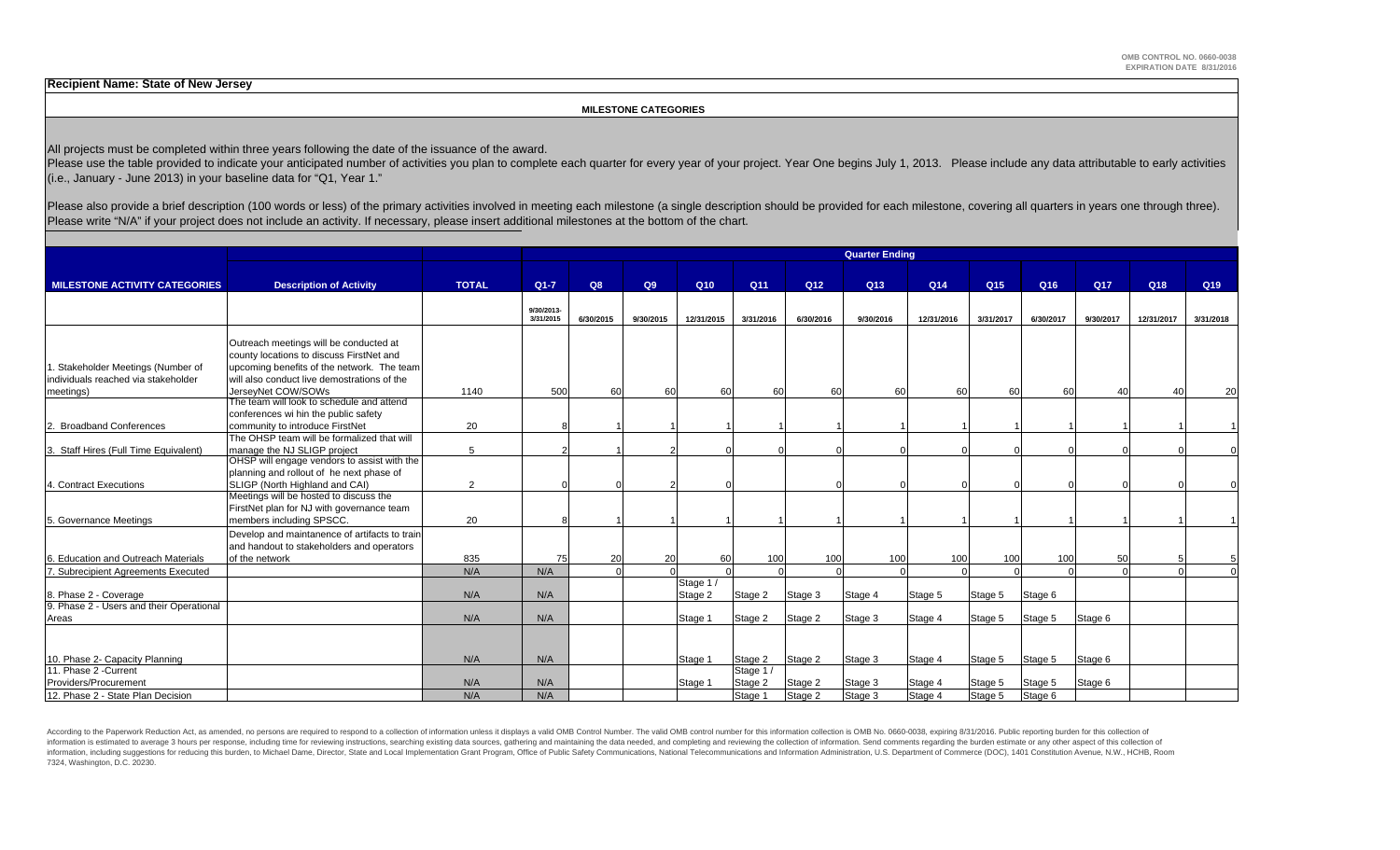OMB CONTROL NO. 0660-0038
EXPIRATION DATE 8/31/2016

**Recipient Name: State of New Jersey**

**MILESTONE CATEGORIES**

All projects must be completed within three years following the date of the issuance of the award.
Please use the table provided to indicate your anticipated number of activities you plan to complete each quarter for every year of your project. Year One begins July 1, 2013. Please include any data attributable to early activities (i.e., January - June 2013) in your baseline data for "Q1, Year 1."

Please also provide a brief description (100 words or less) of the primary activities involved in meeting each milestone (a single description should be provided for each milestone, covering all quarters in years one through three). Please write "N/A" if your project does not include an activity. If necessary, please insert additional milestones at the bottom of the chart.

| | | | Quarter Ending | | | | | | | | | | | | |
|---|---|---|---|---|---|---|---|---|---|---|---|---|---|---|---|
| **MILESTONE ACTIVITY CATEGORIES** | **Description of Activity** | **TOTAL** | **Q1-7** | **Q8** | **Q9** | **Q10** | **Q11** | **Q12** | **Q13** | **Q14** | **Q15** | **Q16** | **Q17** | **Q18** | **Q19** |
| | | | 9/30/2013-3/31/2015 | 6/30/2015 | 9/30/2015 | 12/31/2015 | 3/31/2016 | 6/30/2016 | 9/30/2016 | 12/31/2016 | 3/31/2017 | 6/30/2017 | 9/30/2017 | 12/31/2017 | 3/31/2018 |
| 1. Stakeholder Meetings (Number of individuals reached via stakeholder meetings) | Outreach meetings will be conducted at county locations to discuss FirstNet and upcoming benefits of the network. The team will also conduct live demostrations of the JerseyNet COW/SOWs | 1140 | 500 | 60 | 60 | 60 | 60 | 60 | 60 | 60 | 60 | 60 | 40 | 40 | 20 |
| 2. Broadband Conferences | The team will look to schedule and attend conferences wi hin the public safety community to introduce FirstNet | 20 | 8 | 1 | 1 | 1 | 1 | 1 | 1 | 1 | 1 | 1 | 1 | 1 | 1 |
| 3. Staff Hires (Full Time Equivalent) | The OHSP team will be formalized that will manage the NJ SLIGP project | 5 | 2 | 1 | 2 | 0 | 0 | 0 | 0 | 0 | 0 | 0 | 0 | 0 | 0 |
| 4. Contract Executions | OHSP will engage vendors to assist with the planning and rollout of the next phase of SLIGP (North Highland and CAI) | 2 | 0 | 0 | 2 | 0 | | 0 | 0 | 0 | 0 | 0 | 0 | 0 | 0 |
| 5. Governance Meetings | Meetings will be hosted to discuss the FirstNet plan for NJ with governance team members including SPSCC. | 20 | 8 | 1 | 1 | 1 | 1 | 1 | 1 | 1 | 1 | 1 | 1 | 1 | 1 |
| 6. Education and Outreach Materials | Develop and maintanence of artifacts to train and handout to stakeholders and operators of the network | 835 | 75 | 20 | 20 | 60 | 100 | 100 | 100 | 100 | 100 | 100 | 50 | 5 | 5 |
| 7. Subrecipient Agreements Executed | | N/A | N/A | 0 | 0 | 0 | 0 | 0 | 0 | 0 | 0 | 0 | 0 | 0 | 0 |
| 8. Phase 2 - Coverage | | N/A | N/A | | | Stage 1 / Stage 2 | Stage 2 | Stage 3 | Stage 4 | Stage 5 | Stage 5 | Stage 6 | | | |
| 9. Phase 2 - Users and their Operational Areas | | N/A | N/A | | | Stage 1 | Stage 2 | Stage 2 | Stage 3 | Stage 4 | Stage 5 | Stage 5 | Stage 6 | | |
| 10. Phase 2- Capacity Planning | | N/A | N/A | | | Stage 1 | Stage 2 | Stage 2 | Stage 3 | Stage 4 | Stage 5 | Stage 5 | Stage 6 | | |
| 11. Phase 2 -Current Providers/Procurement | | N/A | N/A | | | Stage 1 | Stage 1 / Stage 2 | Stage 2 | Stage 3 | Stage 4 | Stage 5 | Stage 5 | Stage 6 | | |
| 12. Phase 2 - State Plan Decision | | N/A | N/A | | | | Stage 1 | Stage 2 | Stage 3 | Stage 4 | Stage 5 | Stage 6 | | | |

According to the Paperwork Reduction Act, as amended, no persons are required to respond to a collection of information unless it displays a valid OMB Control Number. The valid OMB control number for this information collection is OMB No. 0660-0038, expiring 8/31/2016. Public reporting burden for this collection of information is estimated to average 3 hours per response, including time for reviewing instructions, searching existing data sources, gathering and maintaining the data needed, and completing and reviewing the collection of information. Send comments regarding the burden estimate or any other aspect of this collection of information, including suggestions for reducing this burden, to Michael Dame, Director, State and Local Implementation Grant Program, Office of Public Safety Communications, National Telecommunications and Information Administration, U.S. Department of Commerce (DOC), 1401 Constitution Avenue, N.W., HCHB, Room 7324, Washington, D.C. 20230.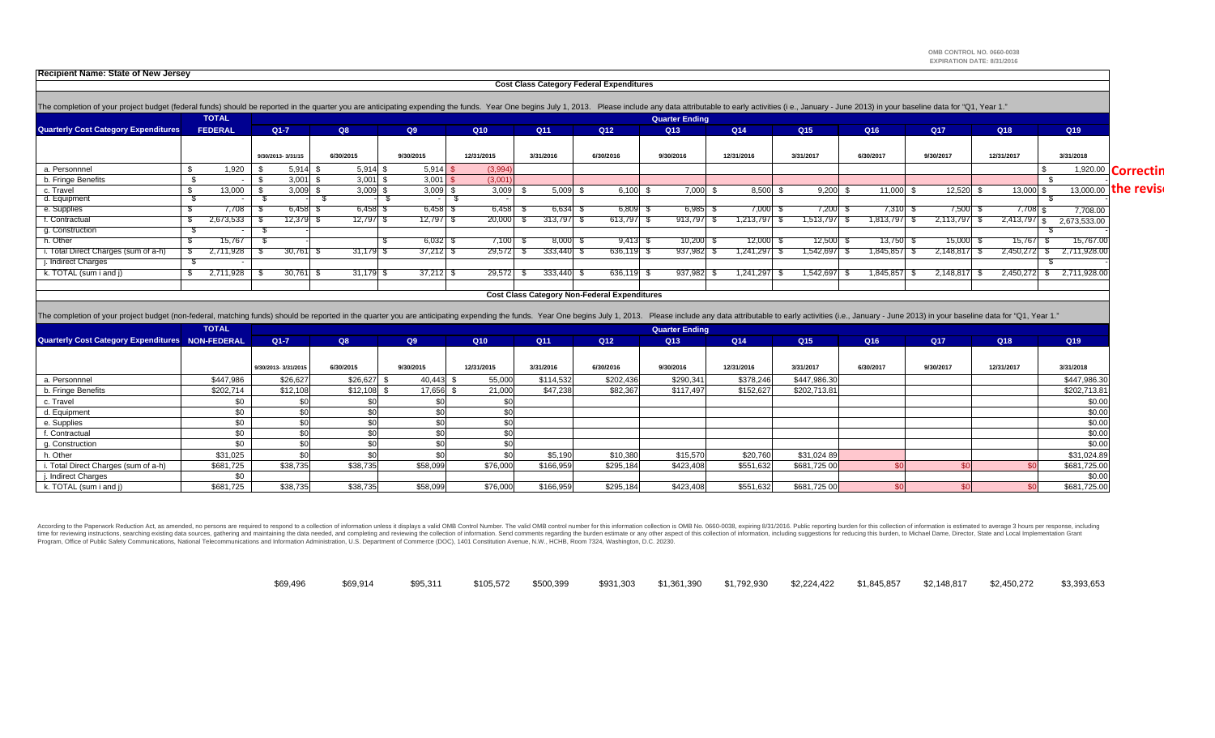OMB CONTROL NO. 0660-0038
EXPIRATION DATE: 8/31/2016

**Recipient Name: State of New Jersey**

### Cost Class Category Federal Expenditures

The completion of your project budget (federal funds) should be reported in the quarter you are anticipating expending the funds. Year One begins July 1, 2013. Please include any data attributable to early activities (i e., January - June 2013) in your baseline data for "Q1, Year 1."

| Quarterly Cost Category Expenditures | TOTAL FEDERAL | Q1-7 | Q8 | Q9 | Q10 | Q11 | Q12 | Q13 | Q14 | Q15 | Q16 | Q17 | Q18 | Q19 | |
|---|---|---|---|---|---|---|---|---|---|---|---|---|---|---|---|
| | | Quarter Ending | | | | | | | | | | | | | |
| | | 9/30/2013- 3/31/15 | 6/30/2015 | 9/30/2015 | 12/31/2015 | 3/31/2016 | 6/30/2016 | 9/30/2016 | 12/31/2016 | 3/31/2017 | 6/30/2017 | 9/30/2017 | 12/31/2017 | 3/31/2018 | |
| a. Personnnel | $ 1,920 | $ 5,914 | $ 5,914 | $ 5,914 | $ (3,994) | | | | | | | | | $ 1,920.00 | Correctin |
| b. Fringe Benefits | $ - | $ 3,001 | $ 3,001 | $ 3,001 | $ (3,001) | | | | | | | | | $ - | |
| c. Travel | $ 13,000 | $ 3,009 | $ 3,009 | $ 3,009 | $ 3,009 | $ 5,009 | $ 6,100 | $ 7,000 | $ 8,500 | $ 9,200 | $ 11,000 | $ 12,520 | $ 13,000 | $ 13,000.00 | the revis |
| d. Equipment | $ - | $ - | $ - | $ - | $ - | | | | | | | | | $ - | |
| e. Supplies | $ 7,708 | $ 6,458 | $ 6,458 | $ 6,458 | $ 6,458 | $ 6,634 | $ 6,809 | $ 6,985 | $ 7,000 | $ 7,200 | $ 7,310 | $ 7,500 | $ 7,708 | $ 7,708.00 | |
| f. Contractual | $ 2,673,533 | $ 12,379 | $ 12,797 | $ 12,797 | $ 20,000 | $ 313,797 | $ 613,797 | $ 913,797 | $ 1,213,797 | $ 1,513,797 | $ 1,813,797 | $ 2,113,797 | $ 2,413,797 | $ 2,673,533.00 | |
| g. Construction | $ - | $ - | | | | | | | | | | | | $ - | |
| h. Other | $ 15,767 | $ - | | $ 6,032 | $ 7,100 | $ 8,000 | $ 9,413 | $ 10,200 | $ 12,000 | $ 12,500 | $ 13,750 | $ 15,000 | $ 15,767 | $ 15,767.00 | |
| i. Total Direct Charges (sum of a-h) | $ 2,711,928 | $ 30,761 | $ 31,179 | $ 37,212 | $ 29,572 | $ 333,440 | $ 636,119 | $ 937,982 | $ 1,241,297 | $ 1,542,697 | $ 1,845,857 | $ 2,148,817 | $ 2,450,272 | $ 2,711,928.00 | |
| j. Indirect Charges | $ - | | | | | | | | | | | | | $ - | |
| k. TOTAL (sum i and j) | $ 2,711,928 | $ 30,761 | $ 31,179 | $ 37,212 | $ 29,572 | $ 333,440 | $ 636,119 | $ 937,982 | $ 1,241,297 | $ 1,542,697 | $ 1,845,857 | $ 2,148,817 | $ 2,450,272 | $ 2,711,928.00 | |

### Cost Class Category Non-Federal Expenditures

The completion of your project budget (non-federal, matching funds) should be reported in the quarter you are anticipating expending the funds. Year One begins July 1, 2013. Please include any data attributable to early activities (i.e., January - June 2013) in your baseline data for "Q1, Year 1."

| Quarterly Cost Category Expenditures | TOTAL NON-FEDERAL | Q1-7 | Q8 | Q9 | Q10 | Q11 | Q12 | Q13 | Q14 | Q15 | Q16 | Q17 | Q18 | Q19 |
|---|---|---|---|---|---|---|---|---|---|---|---|---|---|---|
| | | Quarter Ending | | | | | | | | | | | | |
| | | 9/30/2013- 3/31/2015 | 6/30/2015 | 9/30/2015 | 12/31/2015 | 3/31/2016 | 6/30/2016 | 9/30/2016 | 12/31/2016 | 3/31/2017 | 6/30/2017 | 9/30/2017 | 12/31/2017 | 3/31/2018 |
| a. Personnnel | $447,986 | $26,627 | $26,627 | $ 40,443 | $ 55,000 | $114,532 | $202,436 | $290,341 | $378,246 | $447,986.30 | | | | $447,986.30 |
| b. Fringe Benefits | $202,714 | $12,108 | $12,108 | $ 17,656 | $ 21,000 | $47,238 | $82,367 | $117,497 | $152,627 | $202,713.81 | | | | $202,713.81 |
| c. Travel | $0 | $0 | $0 | $0 | $0 | | | | | | | | | $0.00 |
| d. Equipment | $0 | $0 | $0 | $0 | $0 | | | | | | | | | $0.00 |
| e. Supplies | $0 | $0 | $0 | $0 | $0 | | | | | | | | | $0.00 |
| f. Contractual | $0 | $0 | $0 | $0 | $0 | | | | | | | | | $0.00 |
| g. Construction | $0 | $0 | $0 | $0 | $0 | | | | | | | | | $0.00 |
| h. Other | $31,025 | $0 | $0 | $0 | $0 | $5,190 | $10,380 | $15,570 | $20,760 | $31,024 89 | | | | $31,024.89 |
| i. Total Direct Charges (sum of a-h) | $681,725 | $38,735 | $38,735 | $58,099 | $76,000 | $166,959 | $295,184 | $423,408 | $551,632 | $681,725 00 | $0 | $0 | $0 | $681,725.00 |
| j. Indirect Charges | $0 | | | | | | | | | | | | | $0.00 |
| k. TOTAL (sum i and j) | $681,725 | $38,735 | $38,735 | $58,099 | $76,000 | $166,959 | $295,184 | $423,408 | $551,632 | $681,725 00 | $0 | $0 | $0 | $681,725.00 |

According to the Paperwork Reduction Act, as amended, no persons are required to respond to a collection of information unless it displays a valid OMB Control Number. The valid OMB control number for this information collection is OMB No. 0660-0038, expiring 8/31/2016. Public reporting burden for this collection of information is estimated to average 3 hours per response, including time for reviewing instructions, searching existing data sources, gathering and maintaining the data needed, and completing and reviewing the collection of information. Send comments regarding the burden estimate or any other aspect of this collection of information, including suggestions for reducing this burden, to Michael Dame, Director, State and Local Implementation Grant Program, Office of Public Safety Communications, National Telecommunications and Information Administration, U.S. Department of Commerce (DOC), 1401 Constitution Avenue, N.W., HCHB, Room 7324, Washington, D.C. 20230.

| $69,496 | $69,914 | $95,311 | $105,572 | $500,399 | $931,303 | $1,361,390 | $1,792,930 | $2,224,422 | $1,845,857 | $2,148,817 | $2,450,272 | $3,393,653 |
|---|---|---|---|---|---|---|---|---|---|---|---|---|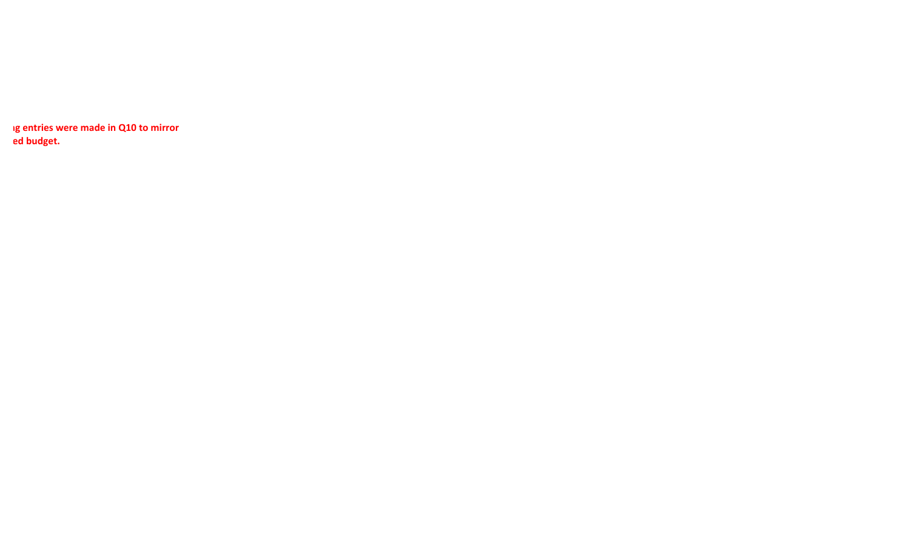**ıg entries were made in Q10 to mirror**
**ed budget.**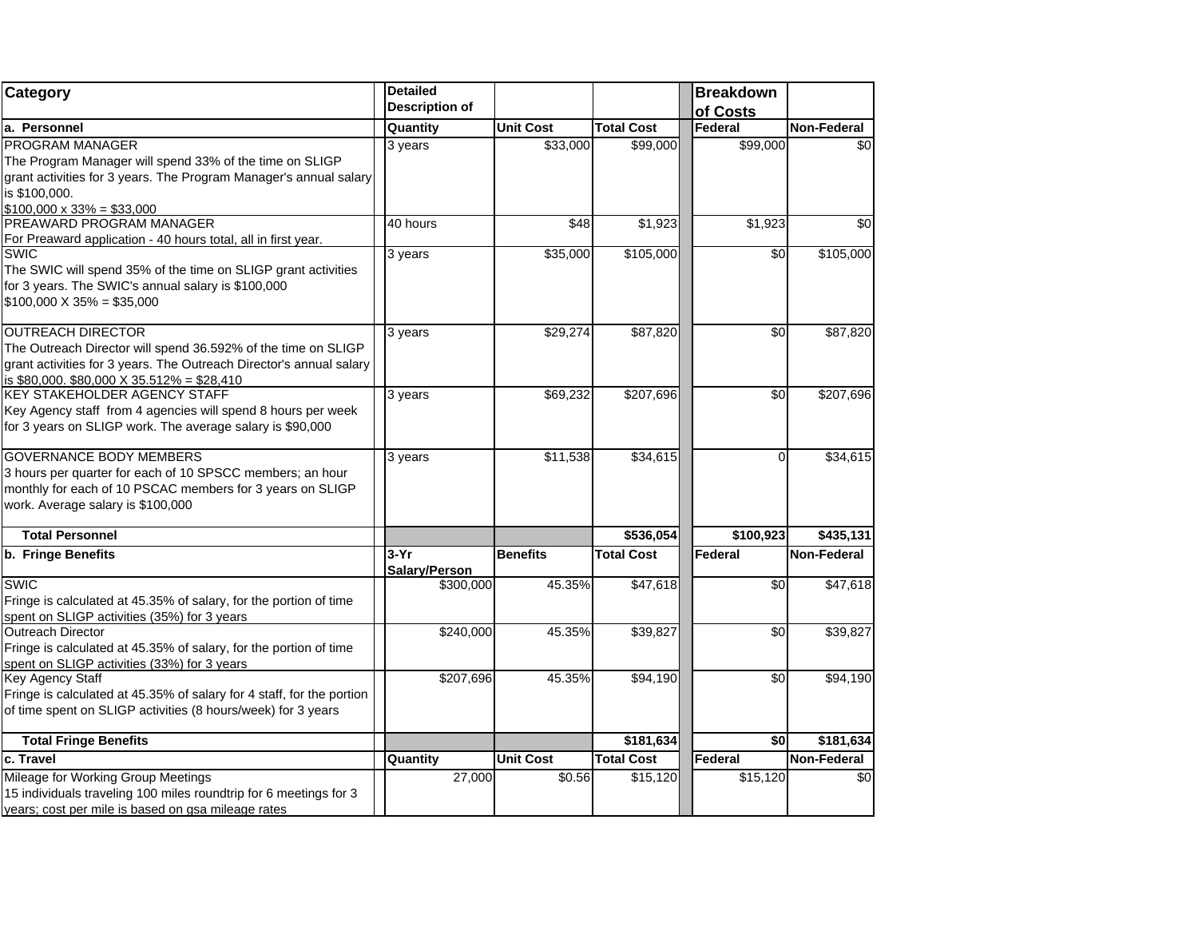| Category | Detailed Description of | | | Breakdown of Costs | |
|---|---|---|---|---|---|
| **a. Personnel** | **Quantity** | **Unit Cost** | **Total Cost** | **Federal** | **Non-Federal** |
| PROGRAM MANAGER<br>The Program Manager will spend 33% of the time on SLIGP grant activities for 3 years. The Program Manager's annual salary is $100,000.<br>$100,000 x 33% = $33,000 | 3 years | $33,000 | $99,000 | $99,000 | $0 |
| PREAWARD PROGRAM MANAGER<br>For Preaward application - 40 hours total, all in first year. | 40 hours | $48 | $1,923 | $1,923 | $0 |
| SWIC<br>The SWIC will spend 35% of the time on SLIGP grant activities for 3 years. The SWIC's annual salary is $100,000<br>$100,000 X 35% = $35,000 | 3 years | $35,000 | $105,000 | $0 | $105,000 |
| OUTREACH DIRECTOR<br>The Outreach Director will spend 36.592% of the time on SLIGP grant activities for 3 years. The Outreach Director's annual salary is $80,000. $80,000 X 35.512% = $28,410 | 3 years | $29,274 | $87,820 | $0 | $87,820 |
| KEY STAKEHOLDER AGENCY STAFF<br>Key Agency staff from 4 agencies will spend 8 hours per week for 3 years on SLIGP work. The average salary is $90,000 | 3 years | $69,232 | $207,696 | $0 | $207,696 |
| GOVERNANCE BODY MEMBERS<br>3 hours per quarter for each of 10 SPSCC members; an hour monthly for each of 10 PSCAC members for 3 years on SLIGP work. Average salary is $100,000 | 3 years | $11,538 | $34,615 | 0 | $34,615 |
| **Total Personnel** | | | **$536,054** | **$100,923** | **$435,131** |
| **b. Fringe Benefits** | **3-Yr Salary/Person** | **Benefits** | **Total Cost** | **Federal** | **Non-Federal** |
| SWIC<br>Fringe is calculated at 45.35% of salary, for the portion of time spent on SLIGP activities (35%) for 3 years | $300,000 | 45.35% | $47,618 | $0 | $47,618 |
| Outreach Director<br>Fringe is calculated at 45.35% of salary, for the portion of time spent on SLIGP activities (33%) for 3 years | $240,000 | 45.35% | $39,827 | $0 | $39,827 |
| Key Agency Staff<br>Fringe is calculated at 45.35% of salary for 4 staff, for the portion of time spent on SLIGP activities (8 hours/week) for 3 years | $207,696 | 45.35% | $94,190 | $0 | $94,190 |
| **Total Fringe Benefits** | | | **$181,634** | **$0** | **$181,634** |
| **c. Travel** | **Quantity** | **Unit Cost** | **Total Cost** | **Federal** | **Non-Federal** |
| Mileage for Working Group Meetings<br>15 individuals traveling 100 miles roundtrip for 6 meetings for 3 years; cost per mile is based on gsa mileage rates | 27,000 | $0.56 | $15,120 | $15,120 | $0 |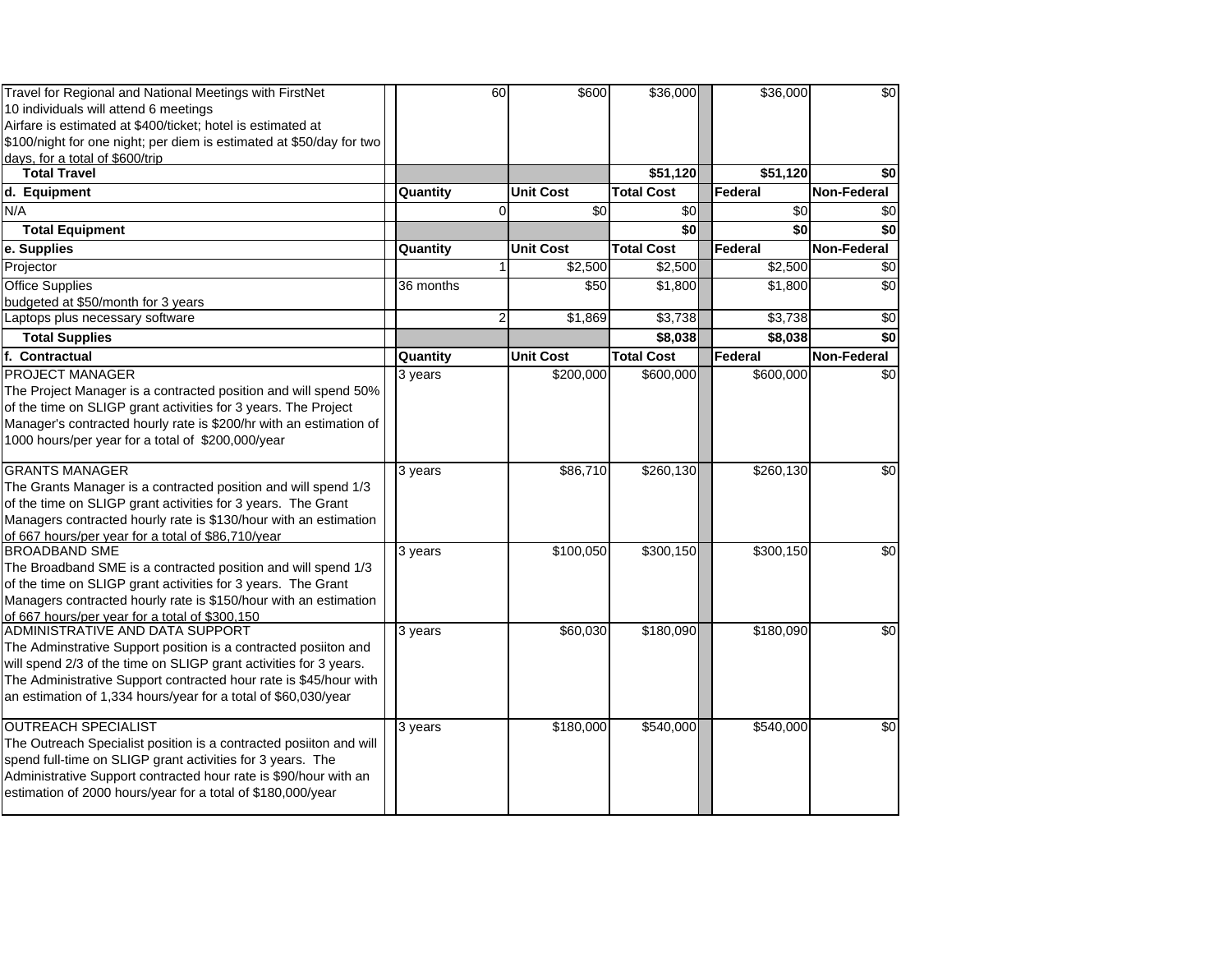| | | | | | | | |
|---|---|---|---|---|---|---|---|
| Travel for Regional and National Meetings with FirstNet<br>10 individuals will attend 6 meetings<br>Airfare is estimated at $400/ticket; hotel is estimated at $100/night for one night; per diem is estimated at $50/day for two days, for a total of $600/trip | | 60 | $600 | $36,000 | | $36,000 | $0 |
| **Total Travel** | | | | **$51,120** | | **$51,120** | **$0** |
| **d. Equipment** | | **Quantity** | **Unit Cost** | **Total Cost** | | **Federal** | **Non-Federal** |
| N/A | | 0 | $0 | $0 | | $0 | $0 |
| **Total Equipment** | | | | **$0** | | **$0** | **$0** |
| **e. Supplies** | | **Quantity** | **Unit Cost** | **Total Cost** | | **Federal** | **Non-Federal** |
| Projector | | 1 | $2,500 | $2,500 | | $2,500 | $0 |
| Office Supplies<br>budgeted at $50/month for 3 years | | 36 months | $50 | $1,800 | | $1,800 | $0 |
| Laptops plus necessary software | | 2 | $1,869 | $3,738 | | $3,738 | $0 |
| **Total Supplies** | | | | **$8,038** | | **$8,038** | **$0** |
| **f. Contractual** | | **Quantity** | **Unit Cost** | **Total Cost** | | **Federal** | **Non-Federal** |
| PROJECT MANAGER<br>The Project Manager is a contracted position and will spend 50% of the time on SLIGP grant activities for 3 years. The Project Manager's contracted hourly rate is $200/hr with an estimation of 1000 hours/per year for a total of $200,000/year | | 3 years | $200,000 | $600,000 | | $600,000 | $0 |
| GRANTS MANAGER<br>The Grants Manager is a contracted position and will spend 1/3 of the time on SLIGP grant activities for 3 years. The Grant Managers contracted hourly rate is $130/hour with an estimation of 667 hours/per year for a total of $86,710/year | | 3 years | $86,710 | $260,130 | | $260,130 | $0 |
| BROADBAND SME<br>The Broadband SME is a contracted position and will spend 1/3 of the time on SLIGP grant activities for 3 years. The Grant Managers contracted hourly rate is $150/hour with an estimation of 667 hours/per year for a total of $300,150 | | 3 years | $100,050 | $300,150 | | $300,150 | $0 |
| ADMINISTRATIVE AND DATA SUPPORT<br>The Adminstrative Support position is a contracted posiiton and will spend 2/3 of the time on SLIGP grant activities for 3 years. The Administrative Support contracted hour rate is $45/hour with an estimation of 1,334 hours/year for a total of $60,030/year | | 3 years | $60,030 | $180,090 | | $180,090 | $0 |
| OUTREACH SPECIALIST<br>The Outreach Specialist position is a contracted posiiton and will spend full-time on SLIGP grant activities for 3 years. The Administrative Support contracted hour rate is $90/hour with an estimation of 2000 hours/year for a total of $180,000/year | | 3 years | $180,000 | $540,000 | | $540,000 | $0 |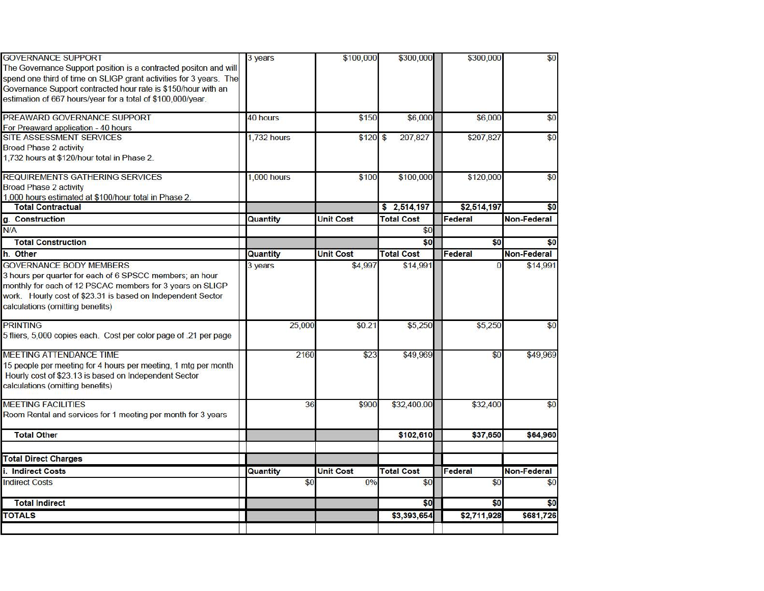| | | | | | | |
|---|---|---|---|---|---|---|
| GOVERNANCE SUPPORT<br>The Governance Support position is a contracted positon and will spend one third of time on SLIGP grant activities for 3 years. The Governance Support contracted hour rate is $150/hour with an estimation of 667 hours/year for a total of $100,000/year. | 3 years | $100,000 | $300,000 | | $300,000 | $0 |
| PREAWARD GOVERNANCE SUPPORT<br>For Preaward application - 40 hours | 40 hours | $150 | $6,000 | | $6,000 | $0 |
| SITE ASSESSMENT SERVICES<br>Broad Phase 2 activity<br>1,732 hours at $120/hour total in Phase 2. | 1,732 hours | $120 | $ 207,827 | | $207,827 | $0 |
| REQUIREMENTS GATHERING SERVICES<br>Broad Phase 2 activity<br>1,000 hours estimated at $100/hour total in Phase 2. | 1,000 hours | $100 | $100,000 | | $120,000 | $0 |
| **Total Contractual** | | | **$ 2,514,197** | | **$2,514,197** | **$0** |
| **g. Construction** | **Quantity** | **Unit Cost** | **Total Cost** | | **Federal** | **Non-Federal** |
| N/A | | | $0 | | | |
| **Total Construction** | | | **$0** | | **$0** | **$0** |
| **h. Other** | **Quantity** | **Unit Cost** | **Total Cost** | | **Federal** | **Non-Federal** |
| GOVERNANCE BODY MEMBERS<br>3 hours per quarter for each of 6 SPSCC members; an hour monthly for each of 12 PSCAC members for 3 years on SLIGP work. Hourly cost of $23.31 is based on Independent Sector calculations (omitting benefits) | 3 years | $4,997 | $14,991 | | 0 | $14,991 |
| PRINTING<br>5 fliers, 5,000 copies each. Cost per color page of .21 per page | 25,000 | $0.21 | $5,250 | | $5,250 | $0 |
| MEETING ATTENDANCE TIME<br>15 people per meeting for 4 hours per meeting, 1 mtg per month Hourly cost of $23.13 is based on Independent Sector calculations (omitting benefits) | 2160 | $23 | $49,969 | | $0 | $49,969 |
| MEETING FACILITIES<br>Room Rental and services for 1 meeting per month for 3 years | 36 | $900 | $32,400.00 | | $32,400 | $0 |
| **Total Other** | | | **$102,610** | | **$37,650** | **$64,960** |
| | | | | | | |
| **Total Direct Charges** | | | | | | |
| **i. Indirect Costs** | **Quantity** | **Unit Cost** | **Total Cost** | | **Federal** | **Non-Federal** |
| Indirect Costs | $0 | 0% | $0 | | $0 | $0 |
| **Total Indirect** | | | **$0** | | **$0** | **$0** |
| **TOTALS** | | | **$3,393,654** | | **$2,711,928** | **$681,726** |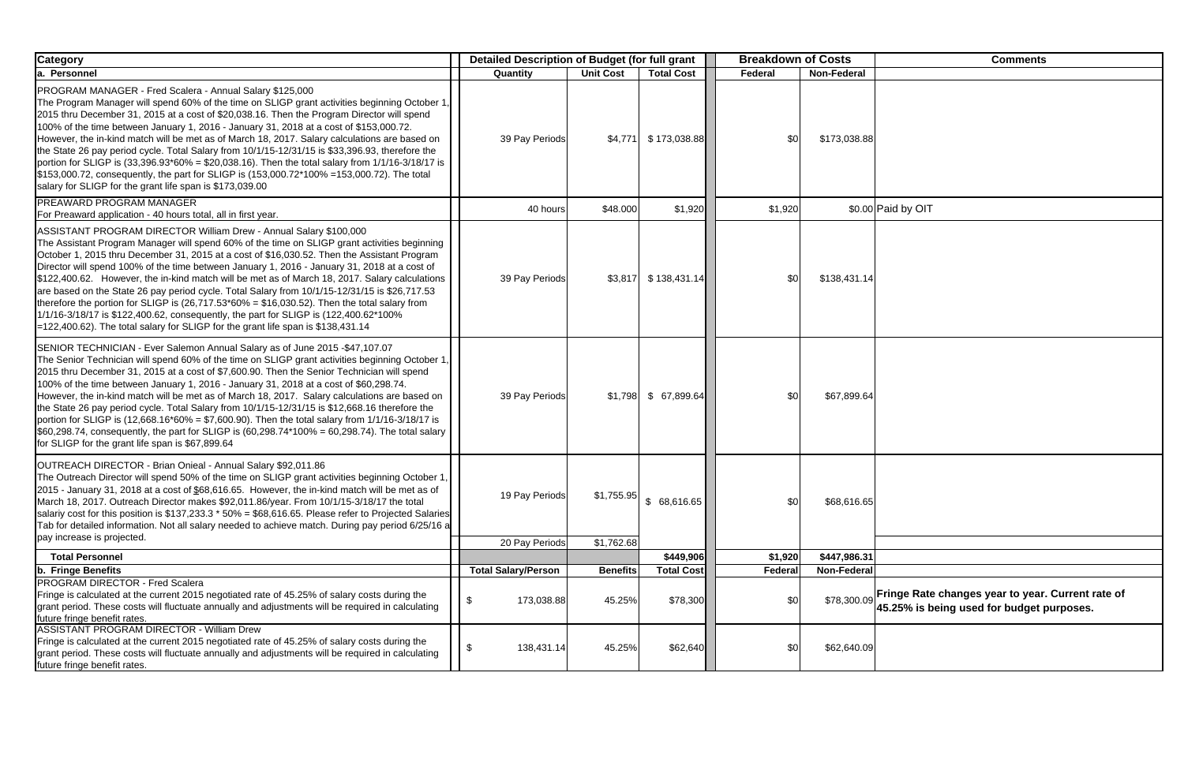| Category | Detailed Description of Budget (for full grant | | | Breakdown of Costs | | Comments |
|---|---|---|---|---|---|---|
| a. Personnel | Quantity | Unit Cost | Total Cost | Federal | Non-Federal | |
| PROGRAM MANAGER - Fred Scalera - Annual Salary $125,000 The Program Manager will spend 60% of the time on SLIGP grant activities beginning October 1, 2015 thru December 31, 2015 at a cost of $20,038.16. Then the Program Director will spend 100% of the time between January 1, 2016 - January 31, 2018 at a cost of $153,000.72. However, the in-kind match will be met as of March 18, 2017. Salary calculations are based on the State 26 pay period cycle. Total Salary from 10/1/15-12/31/15 is $33,396.93, therefore the portion for SLIGP is (33,396.93*60% = $20,038.16). Then the total salary from 1/1/16-3/18/17 is $153,000.72, consequently, the part for SLIGP is (153,000.72*100% =153,000.72). The total salary for SLIGP for the grant life span is $173,039.00 | 39 Pay Periods | $4,771 | $ 173,038.88 | $0 | $173,038.88 | |
| PREAWARD PROGRAM MANAGER For Preaward application - 40 hours total, all in first year. | 40 hours | $48.000 | $1,920 | $1,920 | $0.00 | Paid by OIT |
| ASSISTANT PROGRAM DIRECTOR William Drew - Annual Salary $100,000 The Assistant Program Manager will spend 60% of the time on SLIGP grant activities beginning October 1, 2015 thru December 31, 2015 at a cost of $16,030.52. Then the Assistant Program Director will spend 100% of the time between January 1, 2016 - January 31, 2018 at a cost of $122,400.62. However, the in-kind match will be met as of March 18, 2017. Salary calculations are based on the State 26 pay period cycle. Total Salary from 10/1/15-12/31/15 is $26,717.53 therefore the portion for SLIGP is (26,717.53*60% = $16,030.52). Then the total salary from 1/1/16-3/18/17 is $122,400.62, consequently, the part for SLIGP is (122,400.62*100% =122,400.62). The total salary for SLIGP for the grant life span is $138,431.14 | 39 Pay Periods | $3,817 | $ 138,431.14 | $0 | $138,431.14 | |
| SENIOR TECHNICIAN - Ever Salemon Annual Salary as of June 2015 -$47,107.07 The Senior Technician will spend 60% of the time on SLIGP grant activities beginning October 1, 2015 thru December 31, 2015 at a cost of $7,600.90. Then the Senior Technician will spend 100% of the time between January 1, 2016 - January 31, 2018 at a cost of $60,298.74. However, the in-kind match will be met as of March 18, 2017. Salary calculations are based on the State 26 pay period cycle. Total Salary from 10/1/15-12/31/15 is $12,668.16 therefore the portion for SLIGP is (12,668.16*60% = $7,600.90). Then the total salary from 1/1/16-3/18/17 is $60,298.74, consequently, the part for SLIGP is (60,298.74*100% = 60,298.74). The total salary for SLIGP for the grant life span is $67,899.64 | 39 Pay Periods | $1,798 | $ 67,899.64 | $0 | $67,899.64 | |
| OUTREACH DIRECTOR - Brian Onieal - Annual Salary $92,011.86 The Outreach Director will spend 50% of the time on SLIGP grant activities beginning October 1, 2015 - January 31, 2018 at a cost of $68,616.65. However, the in-kind match will be met as of March 18, 2017. Outreach Director makes $92,011.86/year. From 10/1/15-3/18/17 the total salariy cost for this position is $137,233.3 * 50% = $68,616.65. Please refer to Projected Salaries Tab for detailed information. Not all salary needed to achieve match. During pay period 6/25/16 a pay increase is projected. | 19 Pay Periods | $1,755.95 | $ 68,616.65 | $0 | $68,616.65 | |
| | 20 Pay Periods | $1,762.68 | | | | |
| **Total Personnel** | | | **$449,906** | **$1,920** | **$447,986.31** | |
| **b. Fringe Benefits** | **Total Salary/Person** | **Benefits** | **Total Cost** | **Federal** | **Non-Federal** | |
| PROGRAM DIRECTOR - Fred Scalera Fringe is calculated at the current 2015 negotiated rate of 45.25% of salary costs during the grant period. These costs will fluctuate annually and adjustments will be required in calculating future fringe benefit rates. | $ 173,038.88 | 45.25% | $78,300 | $0 | $78,300.09 | **Fringe Rate changes year to year. Current rate of 45.25% is being used for budget purposes.** |
| ASSISTANT PROGRAM DIRECTOR - William Drew Fringe is calculated at the current 2015 negotiated rate of 45.25% of salary costs during the grant period. These costs will fluctuate annually and adjustments will be required in calculating future fringe benefit rates. | $ 138,431.14 | 45.25% | $62,640 | $0 | $62,640.09 | |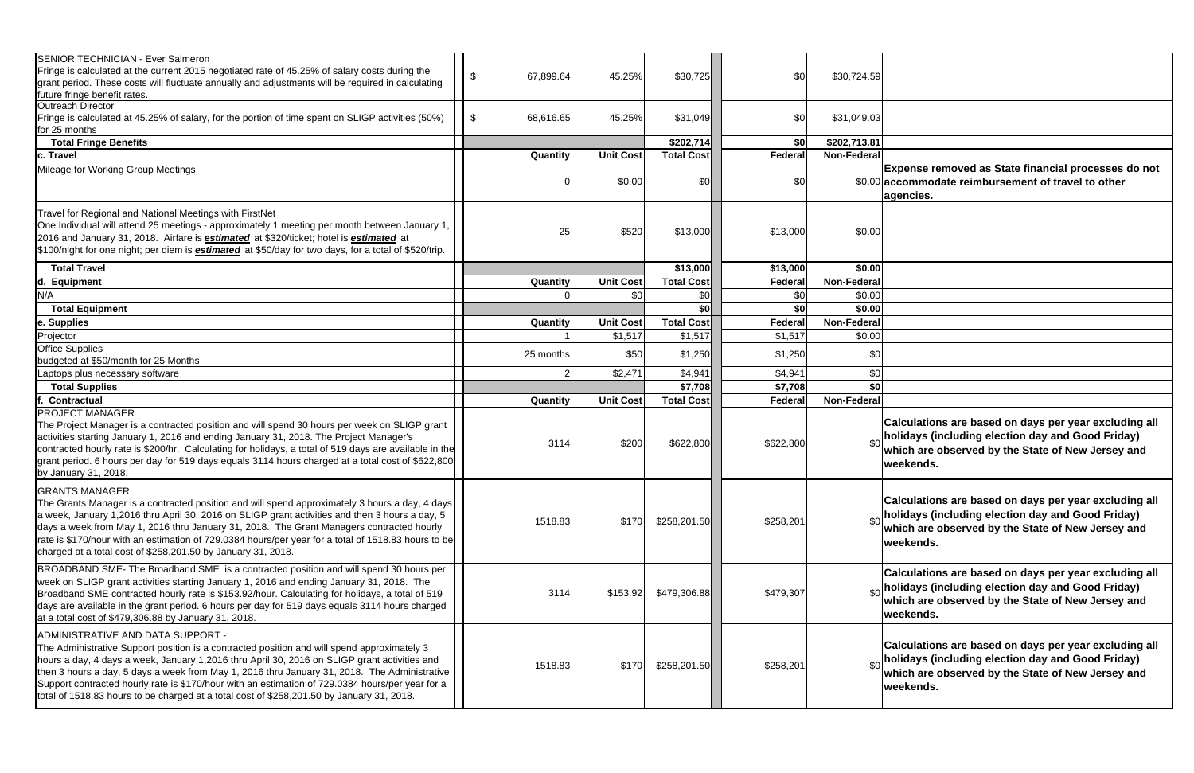| | | | | | | |
|---|---|---|---|---|---|---|
| SENIOR TECHNICIAN - Ever Salmeron<br>Fringe is calculated at the current 2015 negotiated rate of 45.25% of salary costs during the grant period. These costs will fluctuate annually and adjustments will be required in calculating future fringe benefit rates. | $ 67,899.64 | 45.25% | $30,725 | $0 | $30,724.59 | |
| Outreach Director<br>Fringe is calculated at 45.25% of salary, for the portion of time spent on SLIGP activities (50%) for 25 months | $ 68,616.65 | 45.25% | $31,049 | $0 | $31,049.03 | |
| **Total Fringe Benefits** | | | **$202,714** | **$0** | **$202,713.81** | |
| **c. Travel** | **Quantity** | **Unit Cost** | **Total Cost** | **Federal** | **Non-Federal** | |
| Mileage for Working Group Meetings | 0 | $0.00 | $0 | $0 | $0.00 | **Expense removed as State financial processes do not accommodate reimbursement of travel to other agencies.** |
| Travel for Regional and National Meetings with FirstNet<br>One Individual will attend 25 meetings - approximately 1 meeting per month between January 1, 2016 and January 31, 2018. Airfare is ***estimated*** at $320/ticket; hotel is ***estimated*** at $100/night for one night; per diem is ***estimated*** at $50/day for two days, for a total of $520/trip. | 25 | $520 | $13,000 | $13,000 | $0.00 | |
| **Total Travel** | | | **$13,000** | **$13,000** | **$0.00** | |
| **d. Equipment** | **Quantity** | **Unit Cost** | **Total Cost** | **Federal** | **Non-Federal** | |
| N/A | 0 | $0 | $0 | $0 | $0.00 | |
| **Total Equipment** | | | **$0** | **$0** | **$0.00** | |
| **e. Supplies** | **Quantity** | **Unit Cost** | **Total Cost** | **Federal** | **Non-Federal** | |
| Projector | 1 | $1,517 | $1,517 | $1,517 | $0.00 | |
| Office Supplies<br>budgeted at $50/month for 25 Months | 25 months | $50 | $1,250 | $1,250 | $0 | |
| Laptops plus necessary software | 2 | $2,471 | $4,941 | $4,941 | $0 | |
| **Total Supplies** | | | **$7,708** | **$7,708** | **$0** | |
| **f. Contractual** | **Quantity** | **Unit Cost** | **Total Cost** | **Federal** | **Non-Federal** | |
| PROJECT MANAGER<br>The Project Manager is a contracted position and will spend 30 hours per week on SLIGP grant activities starting January 1, 2016 and ending January 31, 2018. The Project Manager's contracted hourly rate is $200/hr. Calculating for holidays, a total of 519 days are available in the grant period. 6 hours per day for 519 days equals 3114 hours charged at a total cost of $622,800 by January 31, 2018. | 3114 | $200 | $622,800 | $622,800 | $0 | **Calculations are based on days per year excluding all holidays (including election day and Good Friday) which are observed by the State of New Jersey and weekends.** |
| GRANTS MANAGER<br>The Grants Manager is a contracted position and will spend approximately 3 hours a day, 4 days a week, January 1,2016 thru April 30, 2016 on SLIGP grant activities and then 3 hours a day, 5 days a week from May 1, 2016 thru January 31, 2018. The Grant Managers contracted hourly rate is $170/hour with an estimation of 729.0384 hours/per year for a total of 1518.83 hours to be charged at a total cost of $258,201.50 by January 31, 2018. | 1518.83 | $170 | $258,201.50 | $258,201 | $0 | **Calculations are based on days per year excluding all holidays (including election day and Good Friday) which are observed by the State of New Jersey and weekends.** |
| BROADBAND SME- The Broadband SME is a contracted position and will spend 30 hours per week on SLIGP grant activities starting January 1, 2016 and ending January 31, 2018. The Broadband SME contracted hourly rate is $153.92/hour. Calculating for holidays, a total of 519 days are available in the grant period. 6 hours per day for 519 days equals 3114 hours charged at a total cost of $479,306.88 by January 31, 2018. | 3114 | $153.92 | $479,306.88 | $479,307 | $0 | **Calculations are based on days per year excluding all holidays (including election day and Good Friday) which are observed by the State of New Jersey and weekends.** |
| ADMINISTRATIVE AND DATA SUPPORT -<br>The Administrative Support position is a contracted position and will spend approximately 3 hours a day, 4 days a week, January 1,2016 thru April 30, 2016 on SLIGP grant activities and then 3 hours a day, 5 days a week from May 1, 2016 thru January 31, 2018. The Administrative Support contracted hourly rate is $170/hour with an estimation of 729.0384 hours/per year for a total of 1518.83 hours to be charged at a total cost of $258,201.50 by January 31, 2018. | 1518.83 | $170 | $258,201.50 | $258,201 | $0 | **Calculations are based on days per year excluding all holidays (including election day and Good Friday) which are observed by the State of New Jersey and weekends.** |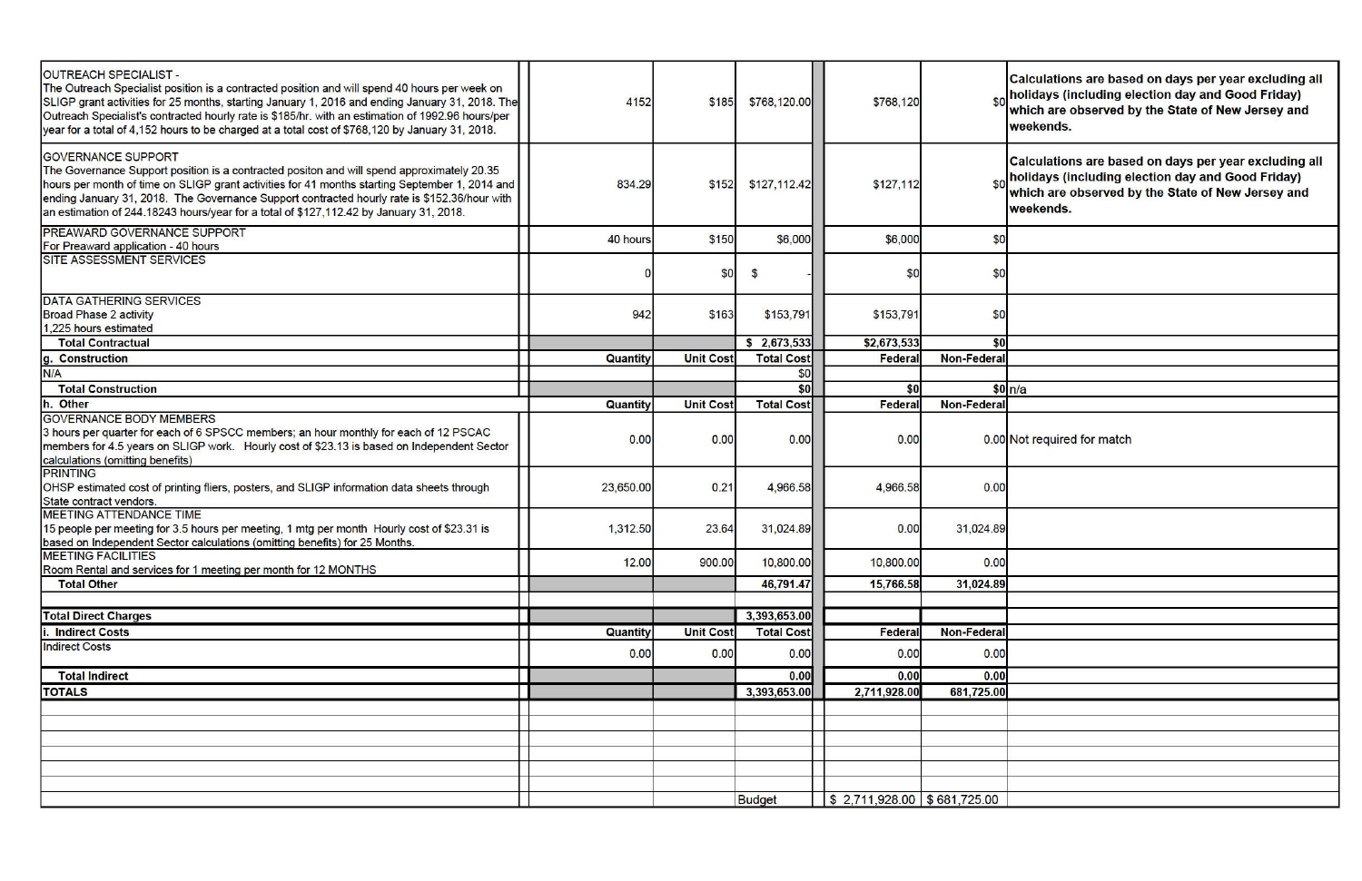| Description | | Quantity | Unit Cost | Total Cost | | Federal | Non-Federal | Notes |
|---|---|---|---|---|---|---|---|---|
| OUTREACH SPECIALIST - The Outreach Specialist position is a contracted position and will spend 40 hours per week on SLIGP grant activities for 25 months, starting January 1, 2016 and ending January 31, 2018. The Outreach Specialist's contracted hourly rate is $185/hr. with an estimation of 1992.96 hours/per year for a total of 4,152 hours to be charged at a total cost of $768,120 by January 31, 2018. | | 4152 | $185 | $768,120.00 | | $768,120 | $0 | **Calculations are based on days per year excluding all holidays (including election day and Good Friday) which are observed by the State of New Jersey and weekends.** |
| GOVERNANCE SUPPORT The Governance Support position is a contracted positon and will spend approximately 20.35 hours per month of time on SLIGP grant activities for 41 months starting September 1, 2014 and ending January 31, 2018. The Governance Support contracted hourly rate is $152.36/hour with an estimation of 244.18243 hours/year for a total of $127,112.42 by January 31, 2018. | | 834.29 | $152 | $127,112.42 | | $127,112 | $0 | **Calculations are based on days per year excluding all holidays (including election day and Good Friday) which are observed by the State of New Jersey and weekends.** |
| PREAWARD GOVERNANCE SUPPORT For Preaward application - 40 hours | | 40 hours | $150 | $6,000 | | $6,000 | $0 | |
| SITE ASSESSMENT SERVICES | | 0 | $0 | $ - | | $0 | $0 | |
| DATA GATHERING SERVICES Broad Phase 2 activity 1,225 hours estimated | | 942 | $163 | $153,791 | | $153,791 | $0 | |
| **Total Contractual** | | | | $ 2,673,533 | | $2,673,533 | $0 | |
| **g. Construction** | | **Quantity** | **Unit Cost** | **Total Cost** | | **Federal** | **Non-Federal** | |
| N/A | | | | $0 | | | | |
| **Total Construction** | | | | $0 | | $0 | $0 | n/a |
| **h. Other** | | **Quantity** | **Unit Cost** | **Total Cost** | | **Federal** | **Non-Federal** | |
| GOVERNANCE BODY MEMBERS 3 hours per quarter for each of 6 SPSCC members; an hour monthly for each of 12 PSCAC members for 4.5 years on SLIGP work. Hourly cost of $23.13 is based on Independent Sector calculations (omitting benefits) | | 0.00 | 0.00 | 0.00 | | 0.00 | 0.00 | Not required for match |
| PRINTING OHSP estimated cost of printing fliers, posters, and SLIGP information data sheets through State contract vendors. | | 23,650.00 | 0.21 | 4,966.58 | | 4,966.58 | 0.00 | |
| MEETING ATTENDANCE TIME 15 people per meeting for 3.5 hours per meeting, 1 mtg per month Hourly cost of $23.31 is based on Independent Sector calculations (omitting benefits) for 25 Months. | | 1,312.50 | 23.64 | 31,024.89 | | 0.00 | 31,024.89 | |
| MEETING FACILITIES Room Rental and services for 1 meeting per month for 12 MONTHS | | 12.00 | 900.00 | 10,800.00 | | 10,800.00 | 0.00 | |
| **Total Other** | | | | 46,791.47 | | 15,766.58 | 31,024.89 | |
| | | | | | | | | |
| **Total Direct Charges** | | | | 3,393,653.00 | | | | |
| **i. Indirect Costs** | | **Quantity** | **Unit Cost** | **Total Cost** | | **Federal** | **Non-Federal** | |
| Indirect Costs | | 0.00 | 0.00 | 0.00 | | 0.00 | 0.00 | |
| **Total Indirect** | | | | 0.00 | | 0.00 | 0.00 | |
| **TOTALS** | | | | 3,393,653.00 | | 2,711,928.00 | 681,725.00 | |
| | | | | Budget | | $ 2,711,928.00 | $ 681,725.00 | |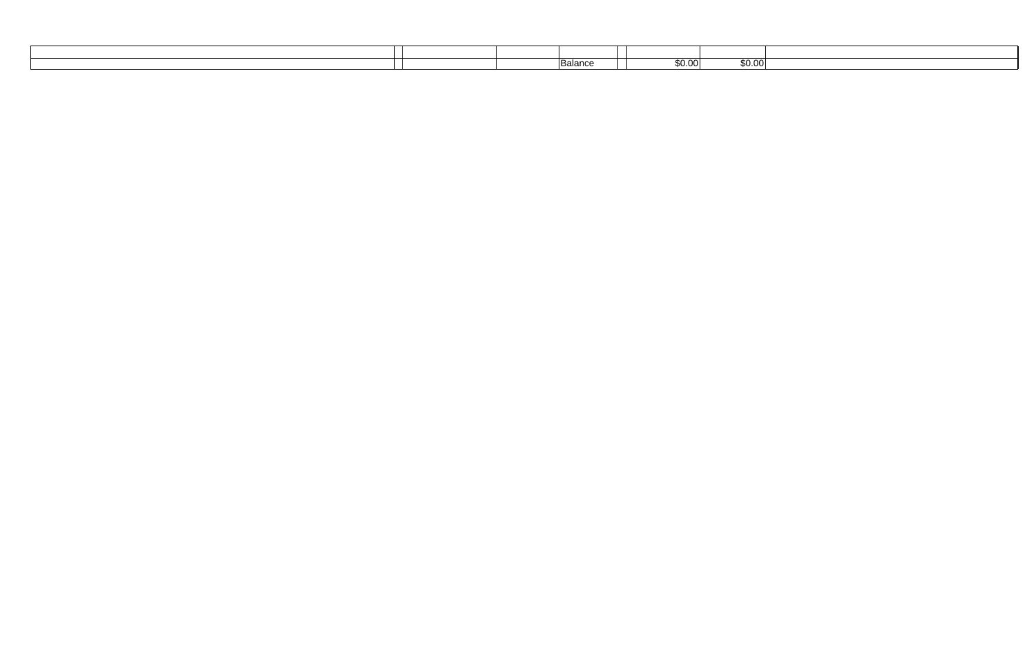| | | | | | | | | |
|---|---|---|---|---|---|---|---|---|
| | | | | Balance | | $0.00 | $0.00 | |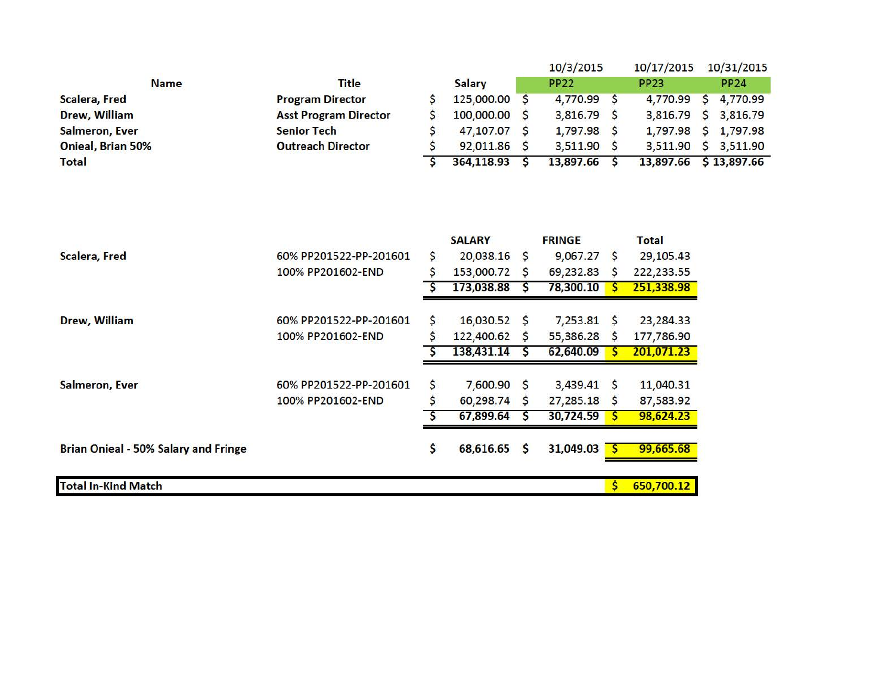| Name | Title | Salary | PP22<br>10/3/2015 | PP23<br>10/17/2015 | PP24<br>10/31/2015 |
|---|---|---|---|---|---|
| Scalera, Fred | Program Director | $ 125,000.00 | $ 4,770.99 | $ 4,770.99 | $ 4,770.99 |
| Drew, William | Asst Program Director | $ 100,000.00 | $ 3,816.79 | $ 3,816.79 | $ 3,816.79 |
| Salmeron, Ever | Senior Tech | $ 47,107.07 | $ 1,797.98 | $ 1,797.98 | $ 1,797.98 |
| Onieal, Brian 50% | Outreach Director | $ 92,011.86 | $ 3,511.90 | $ 3,511.90 | $ 3,511.90 |
| **Total** | | **$ 364,118.93** | **$ 13,897.66** | **$ 13,897.66** | **$ 13,897.66** |

| Name | Period | SALARY | FRINGE | Total |
|---|---|---|---|---|
| **Scalera, Fred** | 60% PP201522-PP-201601 | $ 20,038.16 | $ 9,067.27 | $ 29,105.43 |
| | 100% PP201602-END | $ 153,000.72 | $ 69,232.83 | $ 222,233.55 |
| | | **$ 173,038.88** | **$ 78,300.10** | **$ 251,338.98** |
| **Drew, William** | 60% PP201522-PP-201601 | $ 16,030.52 | $ 7,253.81 | $ 23,284.33 |
| | 100% PP201602-END | $ 122,400.62 | $ 55,386.28 | $ 177,786.90 |
| | | **$ 138,431.14** | **$ 62,640.09** | **$ 201,071.23** |
| **Salmeron, Ever** | 60% PP201522-PP-201601 | $ 7,600.90 | $ 3,439.41 | $ 11,040.31 |
| | 100% PP201602-END | $ 60,298.74 | $ 27,285.18 | $ 87,583.92 |
| | | **$ 67,899.64** | **$ 30,724.59** | **$ 98,624.23** |
| **Brian Onieal - 50% Salary and Fringe** | | $ 68,616.65 | $ 31,049.03 | **$ 99,665.68** |
| **Total In-Kind Match** | | | | **$ 650,700.12** |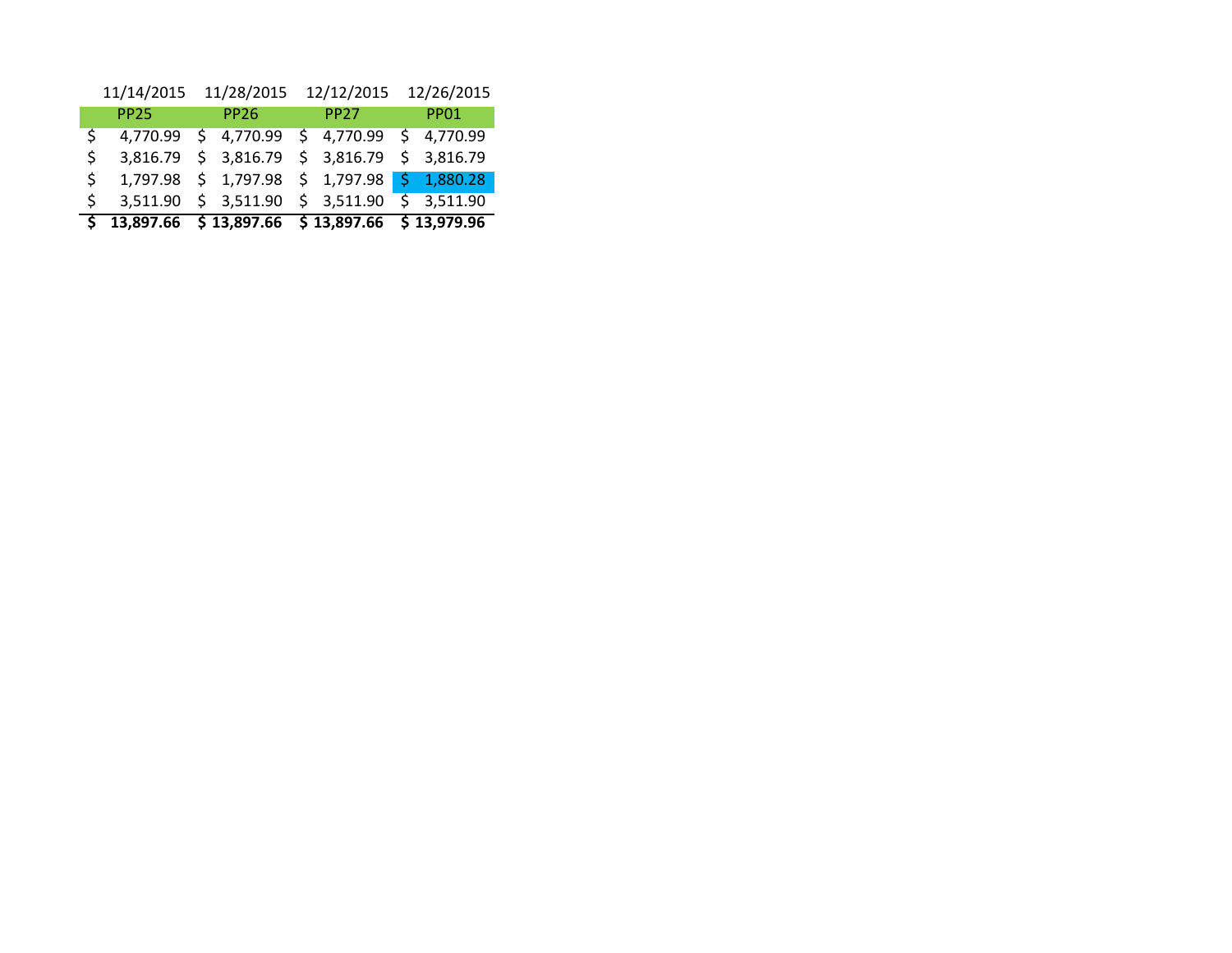| 11/14/2015 | 11/28/2015 | 12/12/2015 | 12/26/2015 |
|---|---|---|---|
| PP25 | PP26 | PP27 | PP01 |
| $ 4,770.99 | $ 4,770.99 | $ 4,770.99 | $ 4,770.99 |
| $ 3,816.79 | $ 3,816.79 | $ 3,816.79 | $ 3,816.79 |
| $ 1,797.98 | $ 1,797.98 | $ 1,797.98 | $ 1,880.28 |
| $ 3,511.90 | $ 3,511.90 | $ 3,511.90 | $ 3,511.90 |
| **$ 13,897.66** | **$ 13,897.66** | **$ 13,897.66** | **$ 13,979.96** |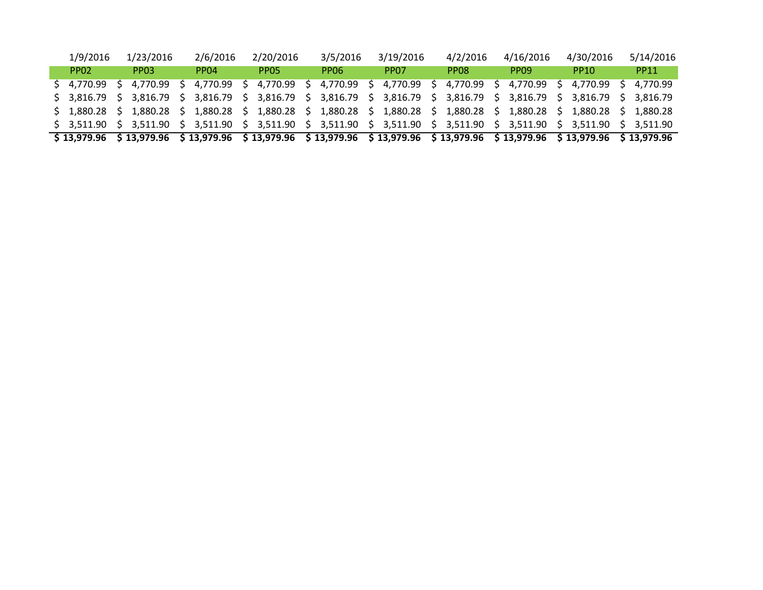| 1/9/2016 | 1/23/2016 | 2/6/2016 | 2/20/2016 | 3/5/2016 | 3/19/2016 | 4/2/2016 | 4/16/2016 | 4/30/2016 | 5/14/2016 |
|---|---|---|---|---|---|---|---|---|---|
| PP02 | PP03 | PP04 | PP05 | PP06 | PP07 | PP08 | PP09 | PP10 | PP11 |
| $ 4,770.99 | $ 4,770.99 | $ 4,770.99 | $ 4,770.99 | $ 4,770.99 | $ 4,770.99 | $ 4,770.99 | $ 4,770.99 | $ 4,770.99 | $ 4,770.99 |
| $ 3,816.79 | $ 3,816.79 | $ 3,816.79 | $ 3,816.79 | $ 3,816.79 | $ 3,816.79 | $ 3,816.79 | $ 3,816.79 | $ 3,816.79 | $ 3,816.79 |
| $ 1,880.28 | $ 1,880.28 | $ 1,880.28 | $ 1,880.28 | $ 1,880.28 | $ 1,880.28 | $ 1,880.28 | $ 1,880.28 | $ 1,880.28 | $ 1,880.28 |
| $ 3,511.90 | $ 3,511.90 | $ 3,511.90 | $ 3,511.90 | $ 3,511.90 | $ 3,511.90 | $ 3,511.90 | $ 3,511.90 | $ 3,511.90 | $ 3,511.90 |
| **$ 13,979.96** | **$ 13,979.96** | **$ 13,979.96** | **$ 13,979.96** | **$ 13,979.96** | **$ 13,979.96** | **$ 13,979.96** | **$ 13,979.96** | **$ 13,979.96** | **$ 13,979.96** |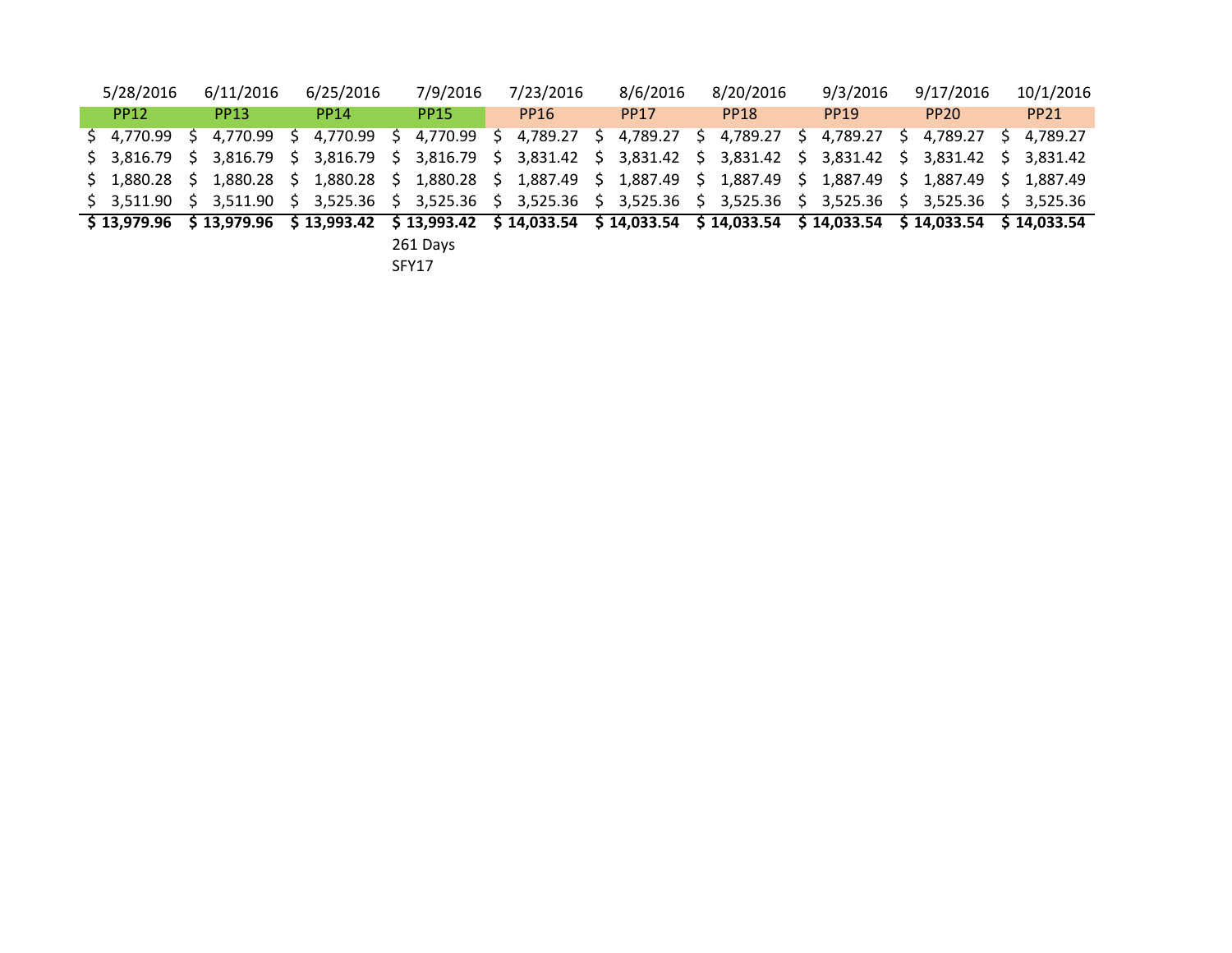| 5/28/2016 | 6/11/2016 | 6/25/2016 | 7/9/2016 | 7/23/2016 | 8/6/2016 | 8/20/2016 | 9/3/2016 | 9/17/2016 | 10/1/2016 |
|---|---|---|---|---|---|---|---|---|---|
| PP12 | PP13 | PP14 | PP15 | PP16 | PP17 | PP18 | PP19 | PP20 | PP21 |
| $ 4,770.99 | $ 4,770.99 | $ 4,770.99 | $ 4,770.99 | $ 4,789.27 | $ 4,789.27 | $ 4,789.27 | $ 4,789.27 | $ 4,789.27 | $ 4,789.27 |
| $ 3,816.79 | $ 3,816.79 | $ 3,816.79 | $ 3,816.79 | $ 3,831.42 | $ 3,831.42 | $ 3,831.42 | $ 3,831.42 | $ 3,831.42 | $ 3,831.42 |
| $ 1,880.28 | $ 1,880.28 | $ 1,880.28 | $ 1,880.28 | $ 1,887.49 | $ 1,887.49 | $ 1,887.49 | $ 1,887.49 | $ 1,887.49 | $ 1,887.49 |
| $ 3,511.90 | $ 3,511.90 | $ 3,525.36 | $ 3,525.36 | $ 3,525.36 | $ 3,525.36 | $ 3,525.36 | $ 3,525.36 | $ 3,525.36 | $ 3,525.36 |
| **$ 13,979.96** | **$ 13,979.96** | **$ 13,993.42** | **$ 13,993.42** | **$ 14,033.54** | **$ 14,033.54** | **$ 14,033.54** | **$ 14,033.54** | **$ 14,033.54** | **$ 14,033.54** |
| | | | 261 Days | | | | | | |
| | | | SFY17 | | | | | | |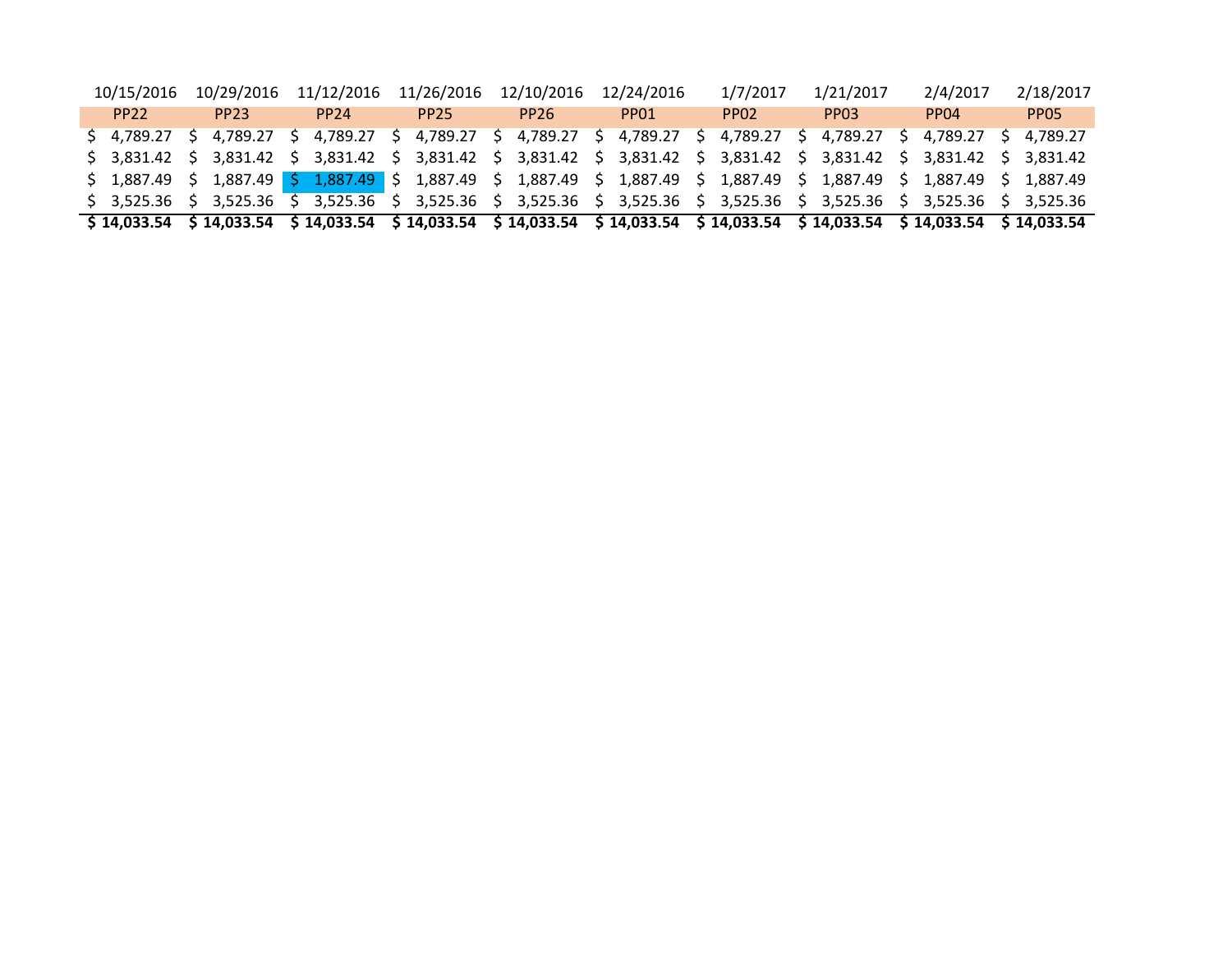| 10/15/2016 | 10/29/2016 | 11/12/2016 | 11/26/2016 | 12/10/2016 | 12/24/2016 | 1/7/2017 | 1/21/2017 | 2/4/2017 | 2/18/2017 |
|---|---|---|---|---|---|---|---|---|---|
| PP22 | PP23 | PP24 | PP25 | PP26 | PP01 | PP02 | PP03 | PP04 | PP05 |
| $ 4,789.27 | $ 4,789.27 | $ 4,789.27 | $ 4,789.27 | $ 4,789.27 | $ 4,789.27 | $ 4,789.27 | $ 4,789.27 | $ 4,789.27 | $ 4,789.27 |
| $ 3,831.42 | $ 3,831.42 | $ 3,831.42 | $ 3,831.42 | $ 3,831.42 | $ 3,831.42 | $ 3,831.42 | $ 3,831.42 | $ 3,831.42 | $ 3,831.42 |
| $ 1,887.49 | $ 1,887.49 | $ 1,887.49 | $ 1,887.49 | $ 1,887.49 | $ 1,887.49 | $ 1,887.49 | $ 1,887.49 | $ 1,887.49 | $ 1,887.49 |
| $ 3,525.36 | $ 3,525.36 | $ 3,525.36 | $ 3,525.36 | $ 3,525.36 | $ 3,525.36 | $ 3,525.36 | $ 3,525.36 | $ 3,525.36 | $ 3,525.36 |
| **$ 14,033.54** | **$ 14,033.54** | **$ 14,033.54** | **$ 14,033.54** | **$ 14,033.54** | **$ 14,033.54** | **$ 14,033.54** | **$ 14,033.54** | **$ 14,033.54** | **$ 14,033.54** |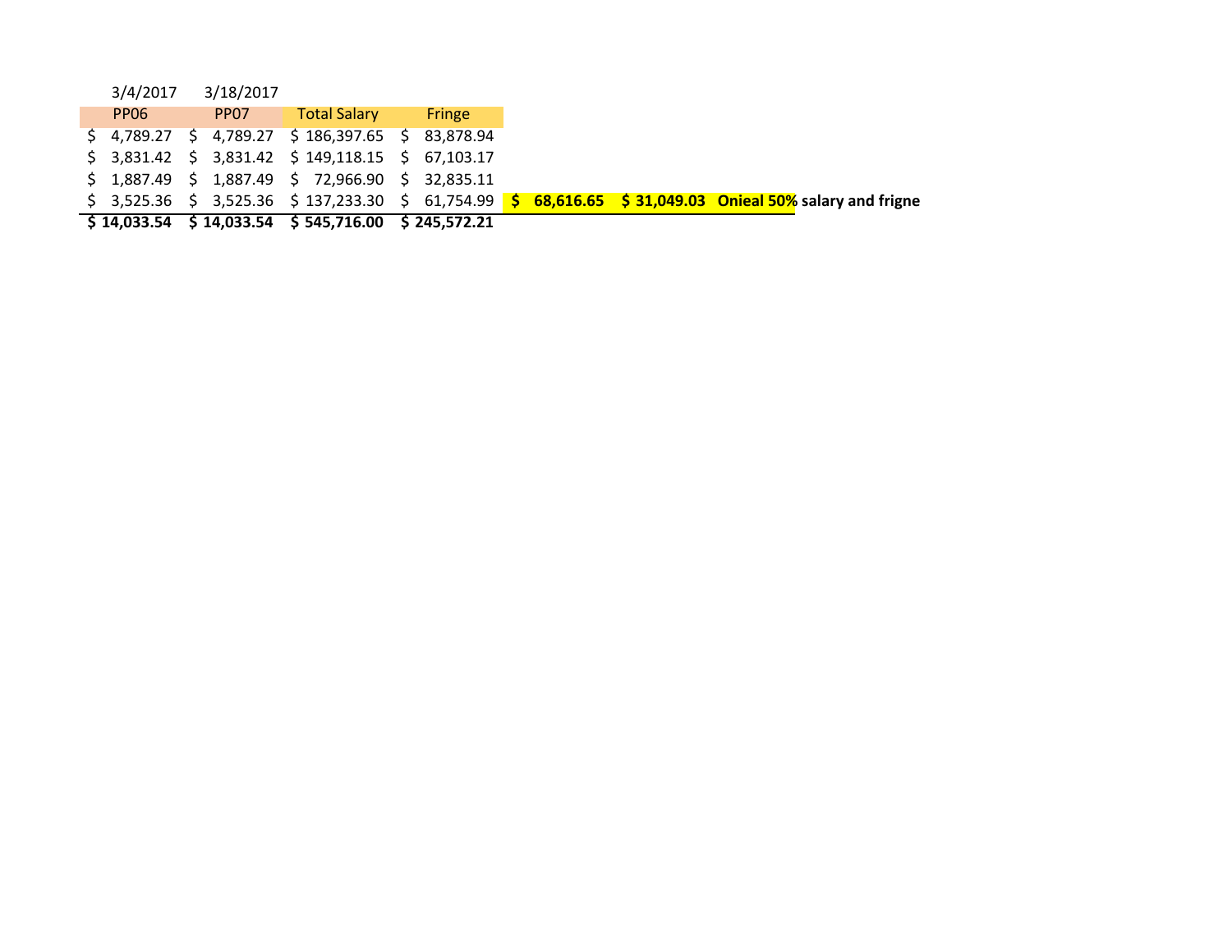| 3/4/2017 | 3/18/2017 | | | | | |
|---|---|---|---|---|---|---|
| PP06 | PP07 | Total Salary | Fringe | | | |
| $ 4,789.27 | $ 4,789.27 | $ 186,397.65 | $ 83,878.94 | | | |
| $ 3,831.42 | $ 3,831.42 | $ 149,118.15 | $ 67,103.17 | | | |
| $ 1,887.49 | $ 1,887.49 | $ 72,966.90 | $ 32,835.11 | | | |
| $ 3,525.36 | $ 3,525.36 | $ 137,233.30 | $ 61,754.99 | **$ 68,616.65** | **$ 31,049.03** | **Onieal 50% salary and frigne** |
| **$ 14,033.54** | **$ 14,033.54** | **$ 545,716.00** | **$ 245,572.21** | | | |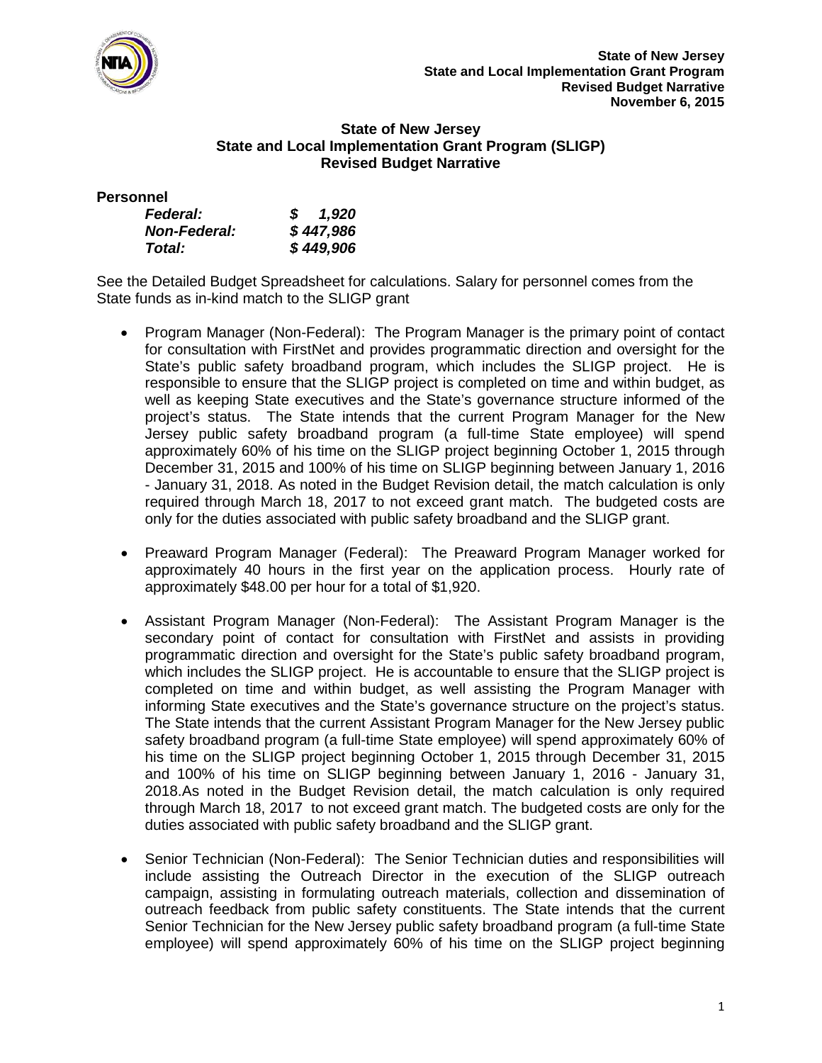### State of New Jersey
### State and Local Implementation Grant Program (SLIGP)
### Revised Budget Narrative

**Personnel**

| | |
|---|---|
| ***Federal:*** | ***$ 1,920*** |
| ***Non-Federal:*** | ***$ 447,986*** |
| ***Total:*** | ***$ 449,906*** |

See the Detailed Budget Spreadsheet for calculations. Salary for personnel comes from the State funds as in-kind match to the SLIGP grant

- Program Manager (Non-Federal): The Program Manager is the primary point of contact for consultation with FirstNet and provides programmatic direction and oversight for the State's public safety broadband program, which includes the SLIGP project. He is responsible to ensure that the SLIGP project is completed on time and within budget, as well as keeping State executives and the State's governance structure informed of the project's status. The State intends that the current Program Manager for the New Jersey public safety broadband program (a full-time State employee) will spend approximately 60% of his time on the SLIGP project beginning October 1, 2015 through December 31, 2015 and 100% of his time on SLIGP beginning between January 1, 2016 - January 31, 2018. As noted in the Budget Revision detail, the match calculation is only required through March 18, 2017 to not exceed grant match. The budgeted costs are only for the duties associated with public safety broadband and the SLIGP grant.

- Preaward Program Manager (Federal): The Preaward Program Manager worked for approximately 40 hours in the first year on the application process. Hourly rate of approximately $48.00 per hour for a total of $1,920.

- Assistant Program Manager (Non-Federal): The Assistant Program Manager is the secondary point of contact for consultation with FirstNet and assists in providing programmatic direction and oversight for the State's public safety broadband program, which includes the SLIGP project. He is accountable to ensure that the SLIGP project is completed on time and within budget, as well assisting the Program Manager with informing State executives and the State's governance structure on the project's status. The State intends that the current Assistant Program Manager for the New Jersey public safety broadband program (a full-time State employee) will spend approximately 60% of his time on the SLIGP project beginning October 1, 2015 through December 31, 2015 and 100% of his time on SLIGP beginning between January 1, 2016 - January 31, 2018.As noted in the Budget Revision detail, the match calculation is only required through March 18, 2017 to not exceed grant match. The budgeted costs are only for the duties associated with public safety broadband and the SLIGP grant.

- Senior Technician (Non-Federal): The Senior Technician duties and responsibilities will include assisting the Outreach Director in the execution of the SLIGP outreach campaign, assisting in formulating outreach materials, collection and dissemination of outreach feedback from public safety constituents. The State intends that the current Senior Technician for the New Jersey public safety broadband program (a full-time State employee) will spend approximately 60% of his time on the SLIGP project beginning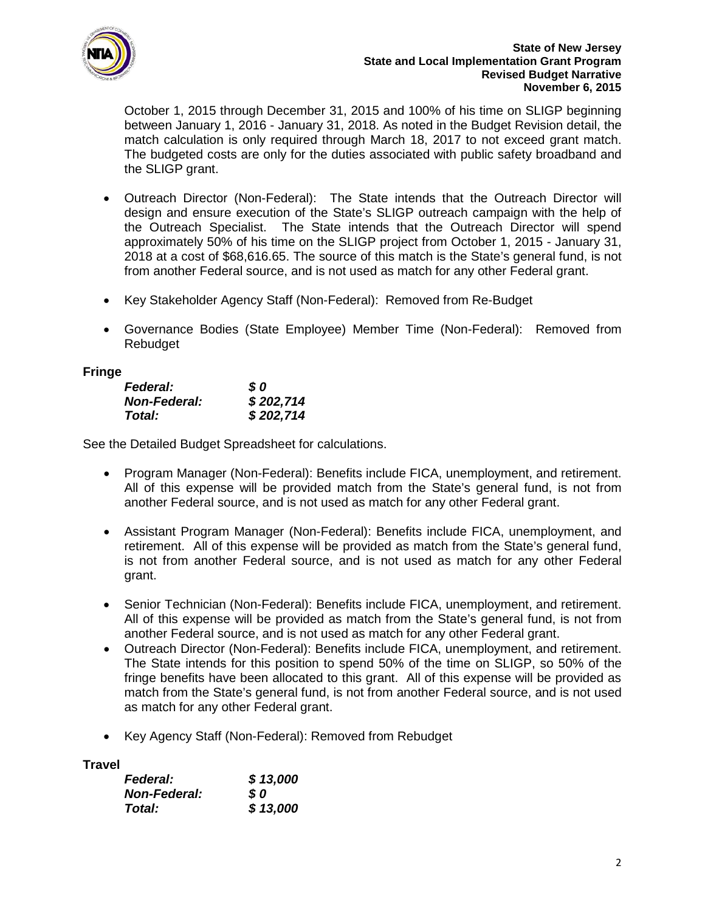October 1, 2015 through December 31, 2015 and 100% of his time on SLIGP beginning between January 1, 2016 - January 31, 2018. As noted in the Budget Revision detail, the match calculation is only required through March 18, 2017 to not exceed grant match. The budgeted costs are only for the duties associated with public safety broadband and the SLIGP grant.

- Outreach Director (Non-Federal): The State intends that the Outreach Director will design and ensure execution of the State's SLIGP outreach campaign with the help of the Outreach Specialist. The State intends that the Outreach Director will spend approximately 50% of his time on the SLIGP project from October 1, 2015 - January 31, 2018 at a cost of $68,616.65. The source of this match is the State's general fund, is not from another Federal source, and is not used as match for any other Federal grant.

- Key Stakeholder Agency Staff (Non-Federal): Removed from Re-Budget

- Governance Bodies (State Employee) Member Time (Non-Federal): Removed from Rebudget

**Fringe**

| | |
|---|---|
| ***Federal:*** | ***$ 0*** |
| ***Non-Federal:*** | ***$ 202,714*** |
| ***Total:*** | ***$ 202,714*** |

See the Detailed Budget Spreadsheet for calculations.

- Program Manager (Non-Federal): Benefits include FICA, unemployment, and retirement. All of this expense will be provided match from the State's general fund, is not from another Federal source, and is not used as match for any other Federal grant.

- Assistant Program Manager (Non-Federal): Benefits include FICA, unemployment, and retirement. All of this expense will be provided as match from the State's general fund, is not from another Federal source, and is not used as match for any other Federal grant.

- Senior Technician (Non-Federal): Benefits include FICA, unemployment, and retirement. All of this expense will be provided as match from the State's general fund, is not from another Federal source, and is not used as match for any other Federal grant.
- Outreach Director (Non-Federal): Benefits include FICA, unemployment, and retirement. The State intends for this position to spend 50% of the time on SLIGP, so 50% of the fringe benefits have been allocated to this grant. All of this expense will be provided as match from the State's general fund, is not from another Federal source, and is not used as match for any other Federal grant.

- Key Agency Staff (Non-Federal): Removed from Rebudget

**Travel**

| | |
|---|---|
| ***Federal:*** | ***$ 13,000*** |
| ***Non-Federal:*** | ***$ 0*** |
| ***Total:*** | ***$ 13,000*** |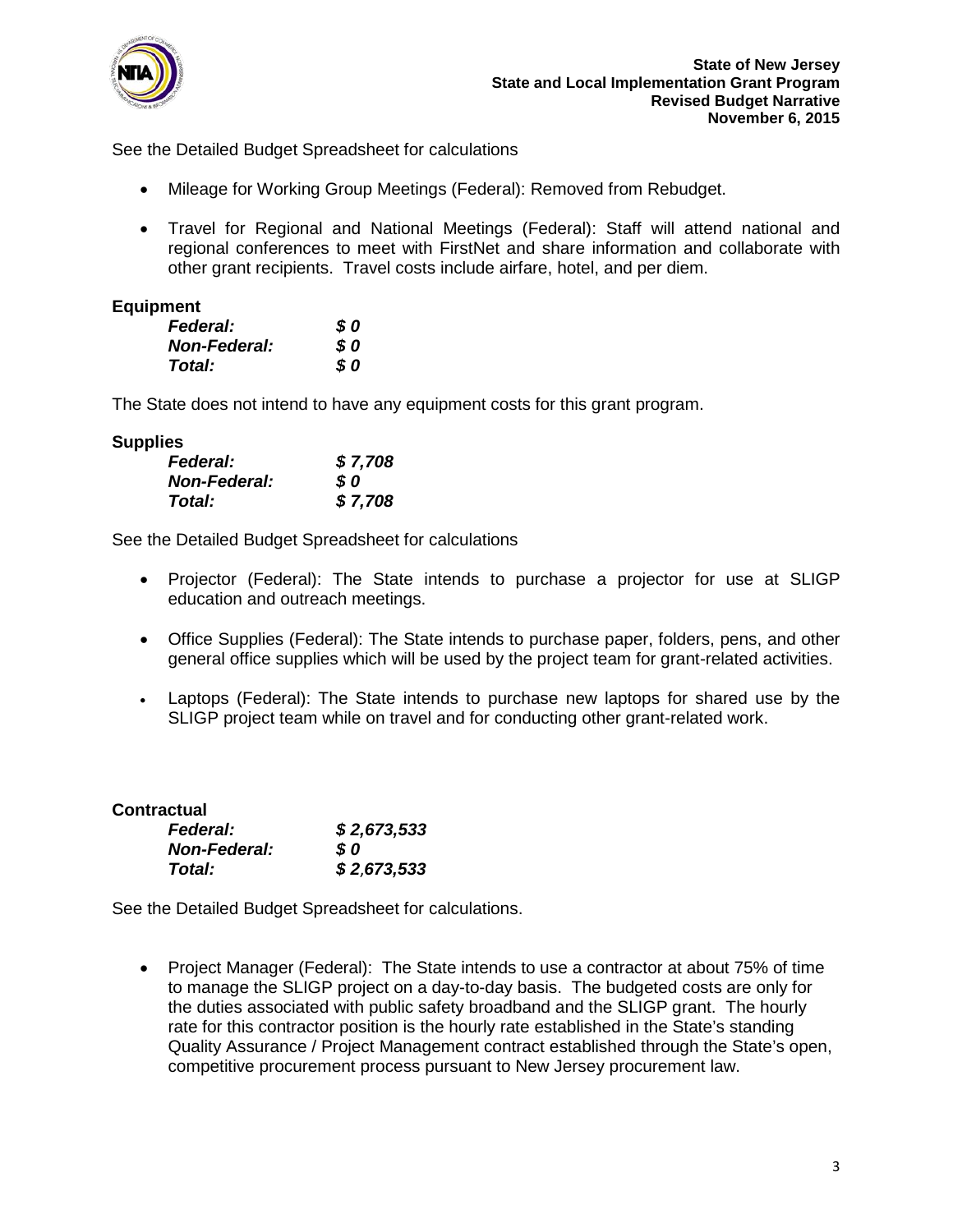See the Detailed Budget Spreadsheet for calculations

- Mileage for Working Group Meetings (Federal): Removed from Rebudget.
- Travel for Regional and National Meetings (Federal): Staff will attend national and regional conferences to meet with FirstNet and share information and collaborate with other grant recipients. Travel costs include airfare, hotel, and per diem.

**Equipment**

***Federal:*** ***$ 0***
***Non-Federal:*** ***$ 0***
***Total:*** ***$ 0***

The State does not intend to have any equipment costs for this grant program.

**Supplies**

***Federal:*** ***$ 7,708***
***Non-Federal:*** ***$ 0***
***Total:*** ***$ 7,708***

See the Detailed Budget Spreadsheet for calculations

- Projector (Federal): The State intends to purchase a projector for use at SLIGP education and outreach meetings.
- Office Supplies (Federal): The State intends to purchase paper, folders, pens, and other general office supplies which will be used by the project team for grant-related activities.
- Laptops (Federal): The State intends to purchase new laptops for shared use by the SLIGP project team while on travel and for conducting other grant-related work.

**Contractual**

***Federal:*** ***$ 2,673,533***
***Non-Federal:*** ***$ 0***
***Total:*** ***$ 2,673,533***

See the Detailed Budget Spreadsheet for calculations.

- Project Manager (Federal): The State intends to use a contractor at about 75% of time to manage the SLIGP project on a day-to-day basis. The budgeted costs are only for the duties associated with public safety broadband and the SLIGP grant. The hourly rate for this contractor position is the hourly rate established in the State's standing Quality Assurance / Project Management contract established through the State's open, competitive procurement process pursuant to New Jersey procurement law.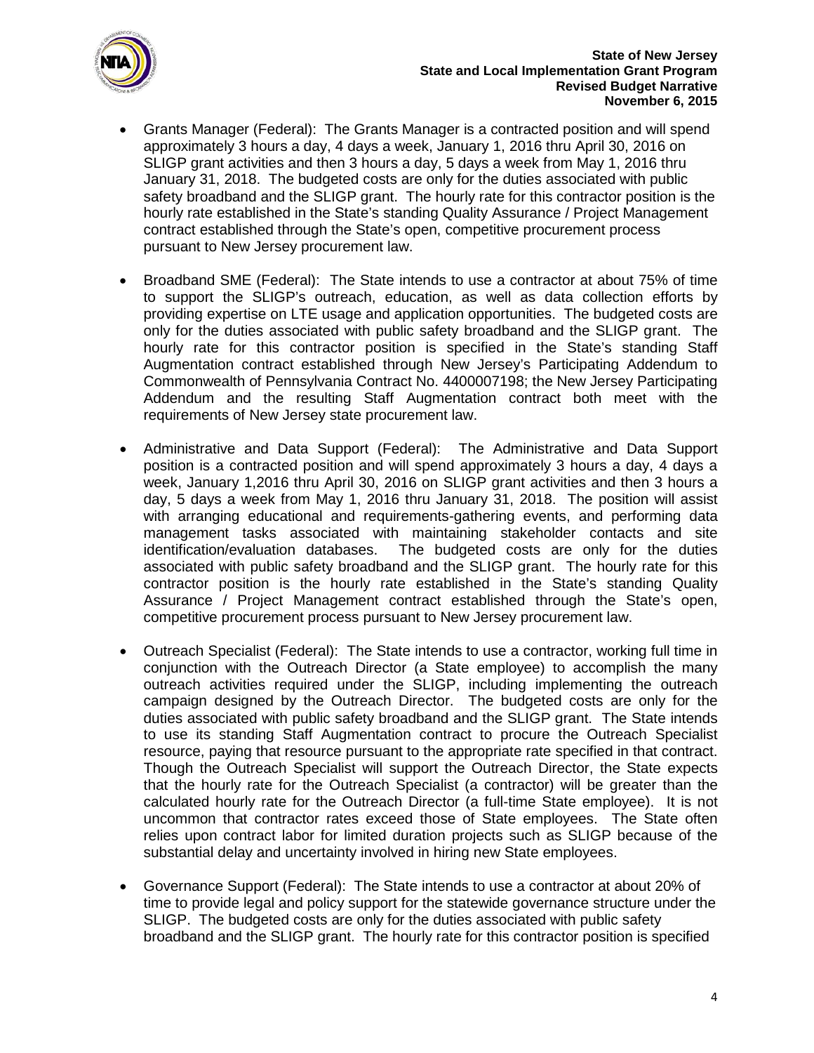- Grants Manager (Federal): The Grants Manager is a contracted position and will spend approximately 3 hours a day, 4 days a week, January 1, 2016 thru April 30, 2016 on SLIGP grant activities and then 3 hours a day, 5 days a week from May 1, 2016 thru January 31, 2018. The budgeted costs are only for the duties associated with public safety broadband and the SLIGP grant. The hourly rate for this contractor position is the hourly rate established in the State's standing Quality Assurance / Project Management contract established through the State's open, competitive procurement process pursuant to New Jersey procurement law.

- Broadband SME (Federal): The State intends to use a contractor at about 75% of time to support the SLIGP's outreach, education, as well as data collection efforts by providing expertise on LTE usage and application opportunities. The budgeted costs are only for the duties associated with public safety broadband and the SLIGP grant. The hourly rate for this contractor position is specified in the State's standing Staff Augmentation contract established through New Jersey's Participating Addendum to Commonwealth of Pennsylvania Contract No. 4400007198; the New Jersey Participating Addendum and the resulting Staff Augmentation contract both meet with the requirements of New Jersey state procurement law.

- Administrative and Data Support (Federal): The Administrative and Data Support position is a contracted position and will spend approximately 3 hours a day, 4 days a week, January 1,2016 thru April 30, 2016 on SLIGP grant activities and then 3 hours a day, 5 days a week from May 1, 2016 thru January 31, 2018. The position will assist with arranging educational and requirements-gathering events, and performing data management tasks associated with maintaining stakeholder contacts and site identification/evaluation databases. The budgeted costs are only for the duties associated with public safety broadband and the SLIGP grant. The hourly rate for this contractor position is the hourly rate established in the State's standing Quality Assurance / Project Management contract established through the State's open, competitive procurement process pursuant to New Jersey procurement law.

- Outreach Specialist (Federal): The State intends to use a contractor, working full time in conjunction with the Outreach Director (a State employee) to accomplish the many outreach activities required under the SLIGP, including implementing the outreach campaign designed by the Outreach Director. The budgeted costs are only for the duties associated with public safety broadband and the SLIGP grant. The State intends to use its standing Staff Augmentation contract to procure the Outreach Specialist resource, paying that resource pursuant to the appropriate rate specified in that contract. Though the Outreach Specialist will support the Outreach Director, the State expects that the hourly rate for the Outreach Specialist (a contractor) will be greater than the calculated hourly rate for the Outreach Director (a full-time State employee). It is not uncommon that contractor rates exceed those of State employees. The State often relies upon contract labor for limited duration projects such as SLIGP because of the substantial delay and uncertainty involved in hiring new State employees.

- Governance Support (Federal): The State intends to use a contractor at about 20% of time to provide legal and policy support for the statewide governance structure under the SLIGP. The budgeted costs are only for the duties associated with public safety broadband and the SLIGP grant. The hourly rate for this contractor position is specified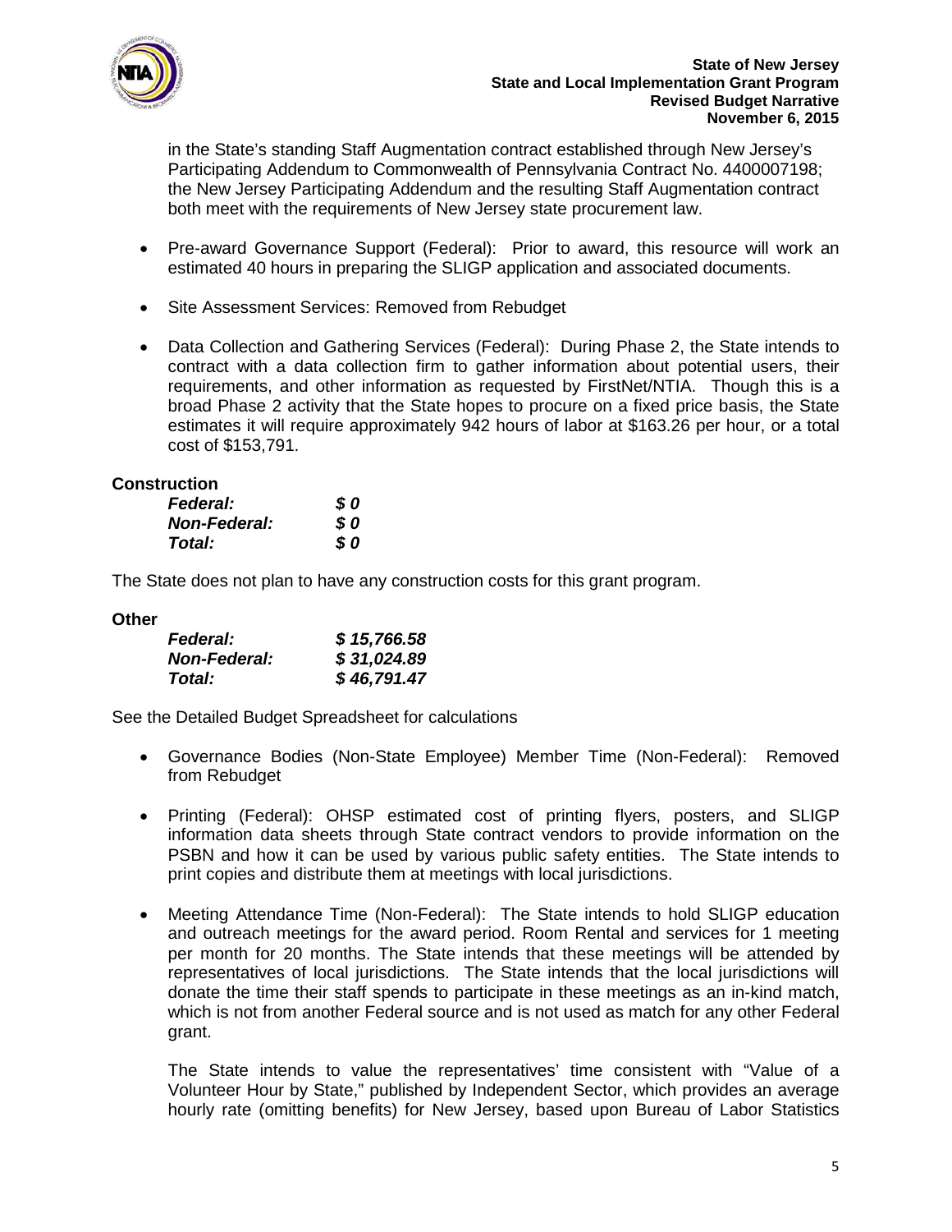in the State's standing Staff Augmentation contract established through New Jersey's Participating Addendum to Commonwealth of Pennsylvania Contract No. 4400007198; the New Jersey Participating Addendum and the resulting Staff Augmentation contract both meet with the requirements of New Jersey state procurement law.

- Pre-award Governance Support (Federal): Prior to award, this resource will work an estimated 40 hours in preparing the SLIGP application and associated documents.
- Site Assessment Services: Removed from Rebudget
- Data Collection and Gathering Services (Federal): During Phase 2, the State intends to contract with a data collection firm to gather information about potential users, their requirements, and other information as requested by FirstNet/NTIA. Though this is a broad Phase 2 activity that the State hopes to procure on a fixed price basis, the State estimates it will require approximately 942 hours of labor at $163.26 per hour, or a total cost of $153,791.

**Construction**

| | |
|---|---|
| ***Federal:*** | ***$ 0*** |
| ***Non-Federal:*** | ***$ 0*** |
| ***Total:*** | ***$ 0*** |

The State does not plan to have any construction costs for this grant program.

**Other**

| | |
|---|---|
| ***Federal:*** | ***$ 15,766.58*** |
| ***Non-Federal:*** | ***$ 31,024.89*** |
| ***Total:*** | ***$ 46,791.47*** |

See the Detailed Budget Spreadsheet for calculations

- Governance Bodies (Non-State Employee) Member Time (Non-Federal): Removed from Rebudget
- Printing (Federal): OHSP estimated cost of printing flyers, posters, and SLIGP information data sheets through State contract vendors to provide information on the PSBN and how it can be used by various public safety entities. The State intends to print copies and distribute them at meetings with local jurisdictions.
- Meeting Attendance Time (Non-Federal): The State intends to hold SLIGP education and outreach meetings for the award period. Room Rental and services for 1 meeting per month for 20 months. The State intends that these meetings will be attended by representatives of local jurisdictions. The State intends that the local jurisdictions will donate the time their staff spends to participate in these meetings as an in-kind match, which is not from another Federal source and is not used as match for any other Federal grant.

  The State intends to value the representatives' time consistent with "Value of a Volunteer Hour by State," published by Independent Sector, which provides an average hourly rate (omitting benefits) for New Jersey, based upon Bureau of Labor Statistics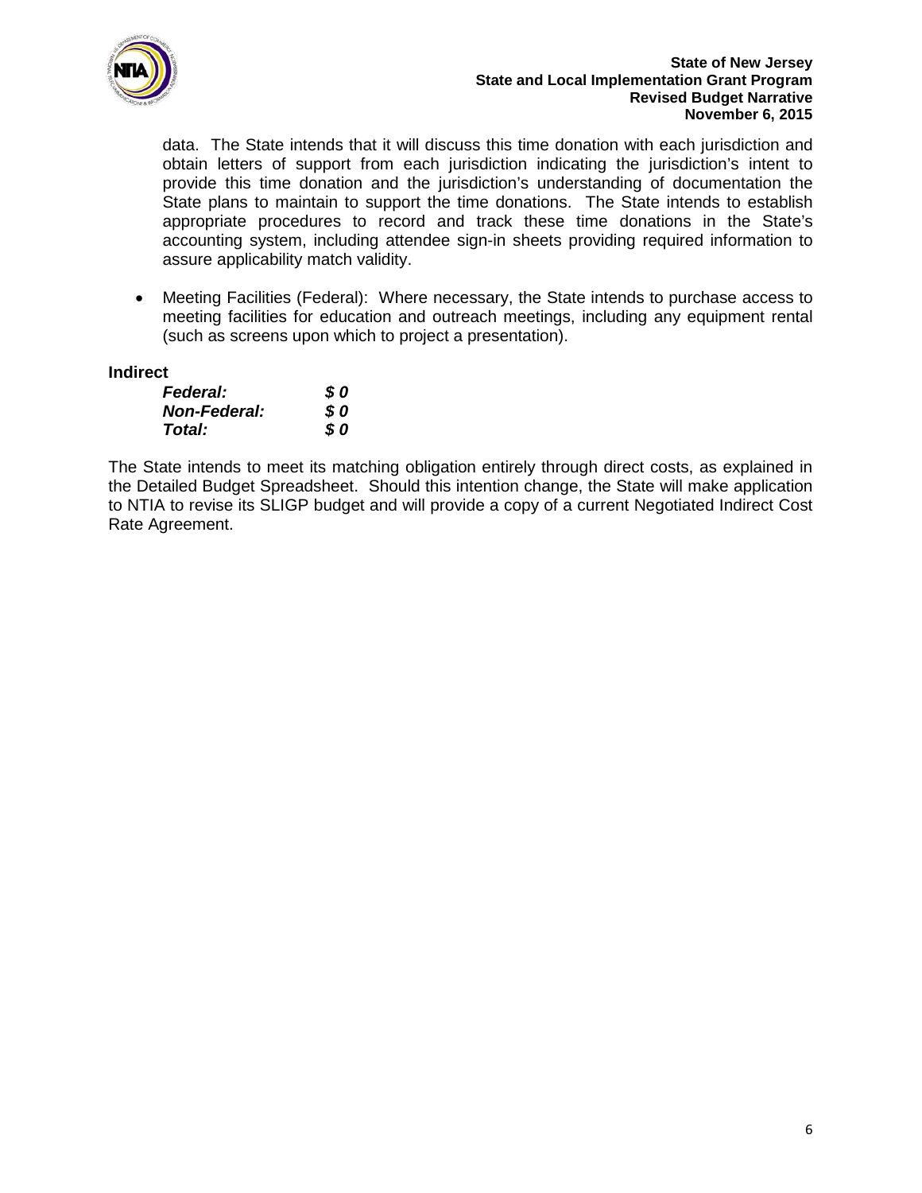data. The State intends that it will discuss this time donation with each jurisdiction and obtain letters of support from each jurisdiction indicating the jurisdiction's intent to provide this time donation and the jurisdiction's understanding of documentation the State plans to maintain to support the time donations. The State intends to establish appropriate procedures to record and track these time donations in the State's accounting system, including attendee sign-in sheets providing required information to assure applicability match validity.

- Meeting Facilities (Federal): Where necessary, the State intends to purchase access to meeting facilities for education and outreach meetings, including any equipment rental (such as screens upon which to project a presentation).

**Indirect**

***Federal:*** ***$ 0***
***Non-Federal:*** ***$ 0***
***Total:*** ***$ 0***

The State intends to meet its matching obligation entirely through direct costs, as explained in the Detailed Budget Spreadsheet. Should this intention change, the State will make application to NTIA to revise its SLIGP budget and will provide a copy of a current Negotiated Indirect Cost Rate Agreement.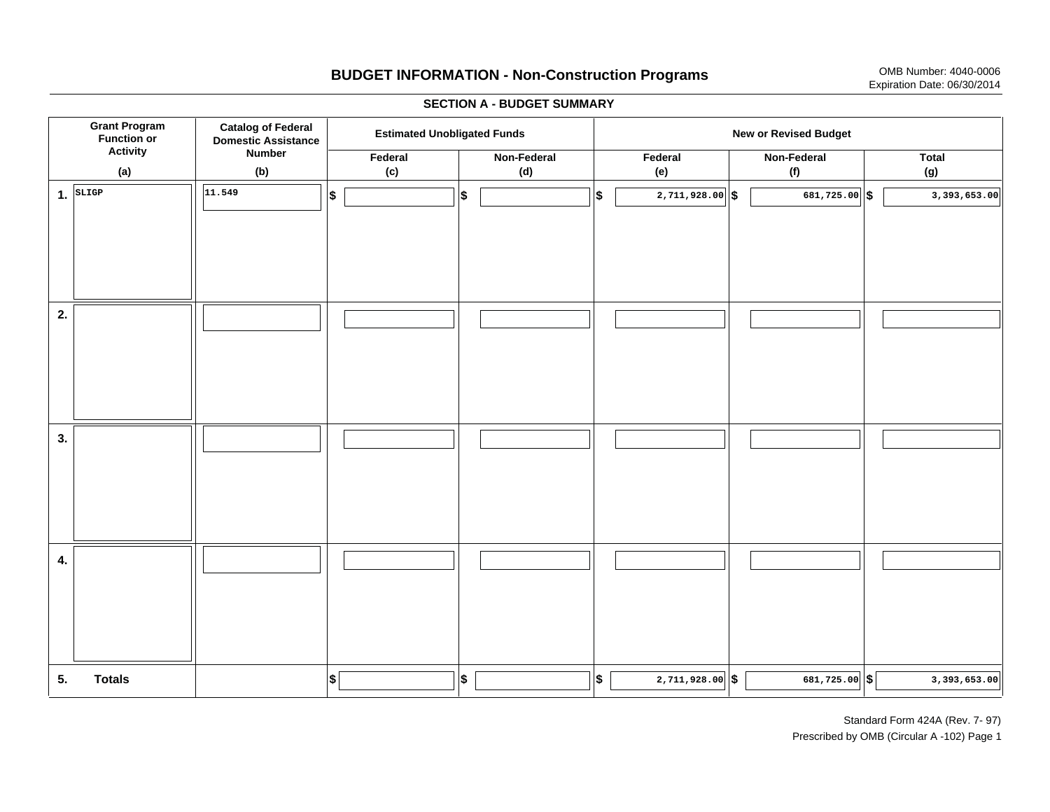# BUDGET INFORMATION - Non-Construction Programs

OMB Number: 4040-0006
Expiration Date: 06/30/2014

## SECTION A - BUDGET SUMMARY

| Grant Program Function or Activity (a) | Catalog of Federal Domestic Assistance Number (b) | Estimated Unobligated Funds | | New or Revised Budget | | |
|---|---|---|---|---|---|---|
| | | Federal (c) | Non-Federal (d) | Federal (e) | Non-Federal (f) | Total (g) |
| 1. SLIGP | 11.549 | $ | $ | $ 2,711,928.00 | $ 681,725.00 | $ 3,393,653.00 |
| 2. | | | | | | |
| 3. | | | | | | |
| 4. | | | | | | |
| 5. Totals | | $ | $ | $ 2,711,928.00 | $ 681,725.00 | $ 3,393,653.00 |

Standard Form 424A (Rev. 7- 97)
Prescribed by OMB (Circular A -102) Page 1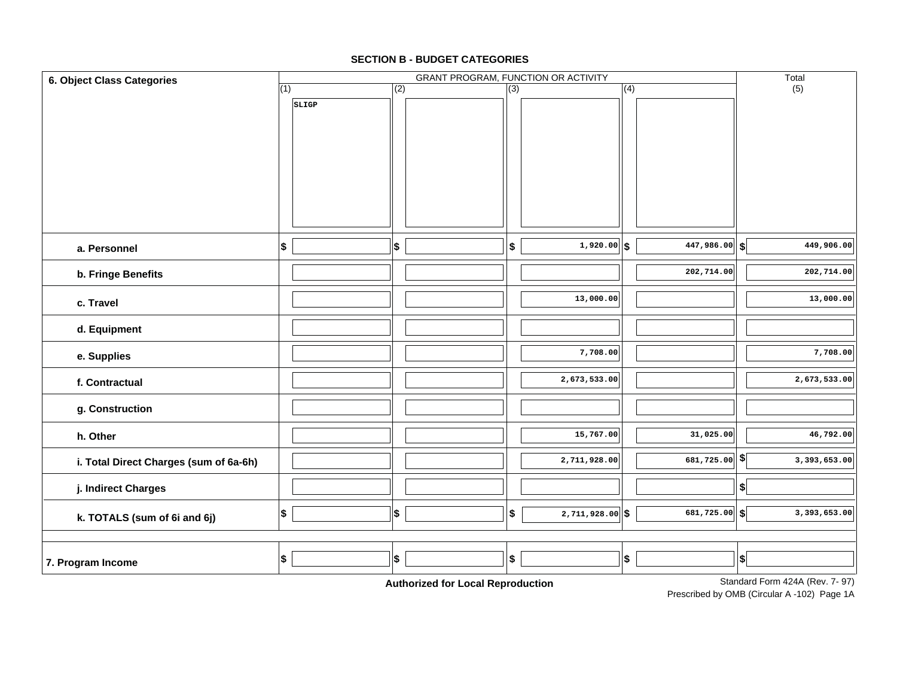## SECTION B - BUDGET CATEGORIES

| 6. Object Class Categories | GRANT PROGRAM, FUNCTION OR ACTIVITY | | | | Total |
|---|---|---|---|---|---|
| | (1) SLIGP | (2) | (3) | (4) | (5) |
| a. Personnel | $ | $ | $ 1,920.00 | $ 447,986.00 | $ 449,906.00 |
| b. Fringe Benefits | | | | 202,714.00 | 202,714.00 |
| c. Travel | | | 13,000.00 | | 13,000.00 |
| d. Equipment | | | | | |
| e. Supplies | | | 7,708.00 | | 7,708.00 |
| f. Contractual | | | 2,673,533.00 | | 2,673,533.00 |
| g. Construction | | | | | |
| h. Other | | | 15,767.00 | 31,025.00 | 46,792.00 |
| i. Total Direct Charges (sum of 6a-6h) | | | 2,711,928.00 | 681,725.00 | $ 3,393,653.00 |
| j. Indirect Charges | | | | | $ |
| k. TOTALS (sum of 6i and 6j) | $ | $ | $ 2,711,928.00 | $ 681,725.00 | $ 3,393,653.00 |
| 7. Program Income | $ | $ | $ | $ | $ |

**Authorized for Local Reproduction**

Standard Form 424A (Rev. 7- 97)
Prescribed by OMB (Circular A -102) Page 1A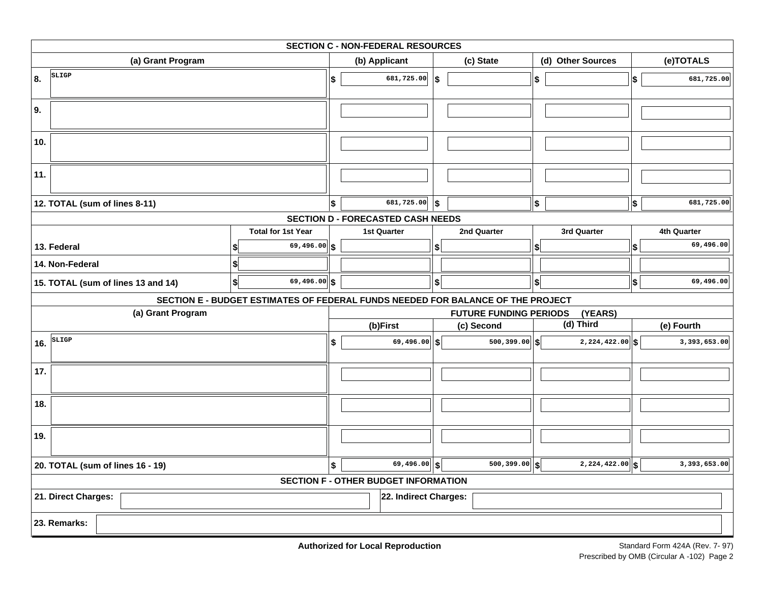## SECTION C - NON-FEDERAL RESOURCES

| | (a) Grant Program | (b) Applicant | (c) State | (d) Other Sources | (e)TOTALS |
|---|---|---|---|---|---|
| 8. | SLIGP | $ 681,725.00 | $ | $ | $ 681,725.00 |
| 9. | | | | | |
| 10. | | | | | |
| 11. | | | | | |
| 12. TOTAL (sum of lines 8-11) | | $ 681,725.00 | $ | $ | $ 681,725.00 |

## SECTION D - FORECASTED CASH NEEDS

| | Total for 1st Year | 1st Quarter | 2nd Quarter | 3rd Quarter | 4th Quarter |
|---|---|---|---|---|---|
| 13. Federal | $ 69,496.00 | $ | $ | $ | $ 69,496.00 |
| 14. Non-Federal | $ | | | | |
| 15. TOTAL (sum of lines 13 and 14) | $ 69,496.00 | $ | $ | $ | $ 69,496.00 |

## SECTION E - BUDGET ESTIMATES OF FEDERAL FUNDS NEEDED FOR BALANCE OF THE PROJECT

| | (a) Grant Program | FUTURE FUNDING PERIODS (YEARS) | | | |
|---|---|---|---|---|---|
| | | (b)First | (c) Second | (d) Third | (e) Fourth |
| 16. | SLIGP | $ 69,496.00 | $ 500,399.00 | $ 2,224,422.00 | $ 3,393,653.00 |
| 17. | | | | | |
| 18. | | | | | |
| 19. | | | | | |
| 20. TOTAL (sum of lines 16 - 19) | | $ 69,496.00 | $ 500,399.00 | $ 2,224,422.00 | $ 3,393,653.00 |

## SECTION F - OTHER BUDGET INFORMATION

21. Direct Charges:

22. Indirect Charges:

23. Remarks:

**Authorized for Local Reproduction**

Standard Form 424A (Rev. 7- 97)
Prescribed by OMB (Circular A -102) Page 2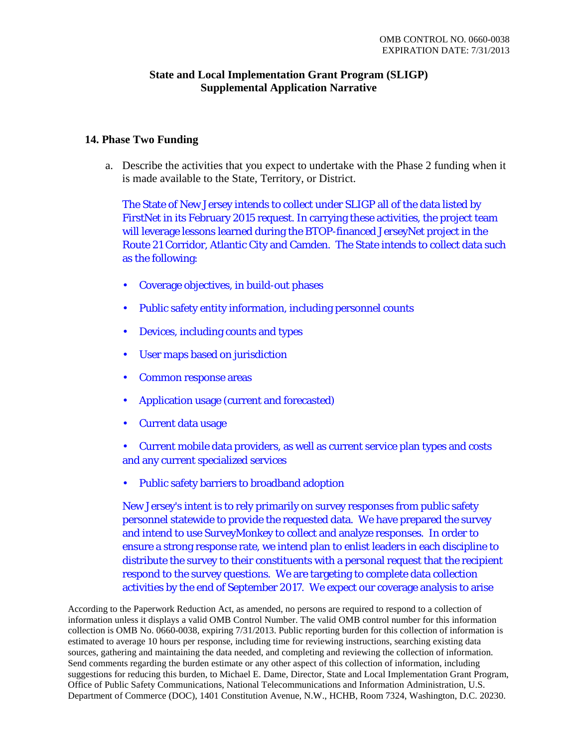OMB CONTROL NO. 0660-0038
EXPIRATION DATE: 7/31/2013

**State and Local Implementation Grant Program (SLIGP)**
**Supplemental Application Narrative**

### 14. Phase Two Funding

a. Describe the activities that you expect to undertake with the Phase 2 funding when it is made available to the State, Territory, or District.

The State of New Jersey intends to collect under SLIGP all of the data listed by FirstNet in its February 2015 request. In carrying these activities, the project team will leverage lessons learned during the BTOP-financed JerseyNet project in the Route 21 Corridor, Atlantic City and Camden. The State intends to collect data such as the following:

- Coverage objectives, in build-out phases
- Public safety entity information, including personnel counts
- Devices, including counts and types
- User maps based on jurisdiction
- Common response areas
- Application usage (current and forecasted)
- Current data usage
- Current mobile data providers, as well as current service plan types and costs and any current specialized services
- Public safety barriers to broadband adoption

New Jersey's intent is to rely primarily on survey responses from public safety personnel statewide to provide the requested data. We have prepared the survey and intend to use SurveyMonkey to collect and analyze responses. In order to ensure a strong response rate, we intend plan to enlist leaders in each discipline to distribute the survey to their constituents with a personal request that the recipient respond to the survey questions. We are targeting to complete data collection activities by the end of September 2017. We expect our coverage analysis to arise

According to the Paperwork Reduction Act, as amended, no persons are required to respond to a collection of information unless it displays a valid OMB Control Number. The valid OMB control number for this information collection is OMB No. 0660-0038, expiring 7/31/2013. Public reporting burden for this collection of information is estimated to average 10 hours per response, including time for reviewing instructions, searching existing data sources, gathering and maintaining the data needed, and completing and reviewing the collection of information. Send comments regarding the burden estimate or any other aspect of this collection of information, including suggestions for reducing this burden, to Michael E. Dame, Director, State and Local Implementation Grant Program, Office of Public Safety Communications, National Telecommunications and Information Administration, U.S. Department of Commerce (DOC), 1401 Constitution Avenue, N.W., HCHB, Room 7324, Washington, D.C. 20230.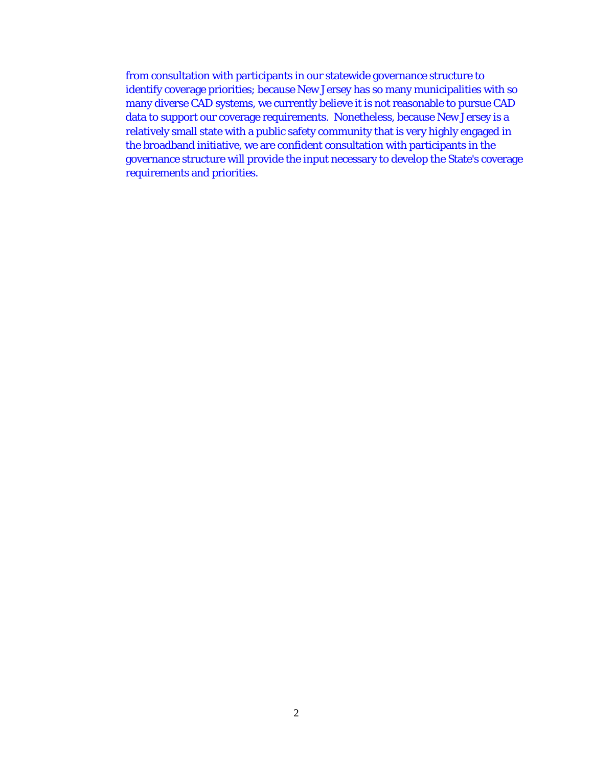from consultation with participants in our statewide governance structure to identify coverage priorities; because New Jersey has so many municipalities with so many diverse CAD systems, we currently believe it is not reasonable to pursue CAD data to support our coverage requirements. Nonetheless, because New Jersey is a relatively small state with a public safety community that is very highly engaged in the broadband initiative, we are confident consultation with participants in the governance structure will provide the input necessary to develop the State's coverage requirements and priorities.